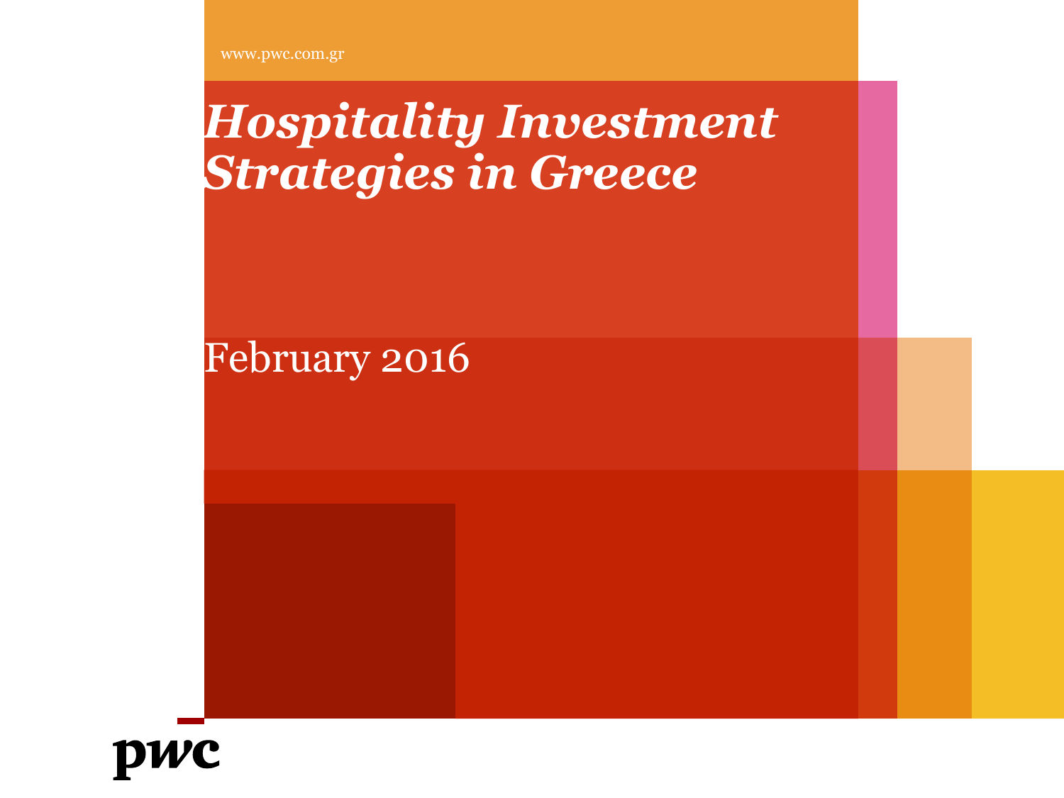www.pwc.com.gr

# *Hospitality Investment Strategies in Greece*

February 2016

pwc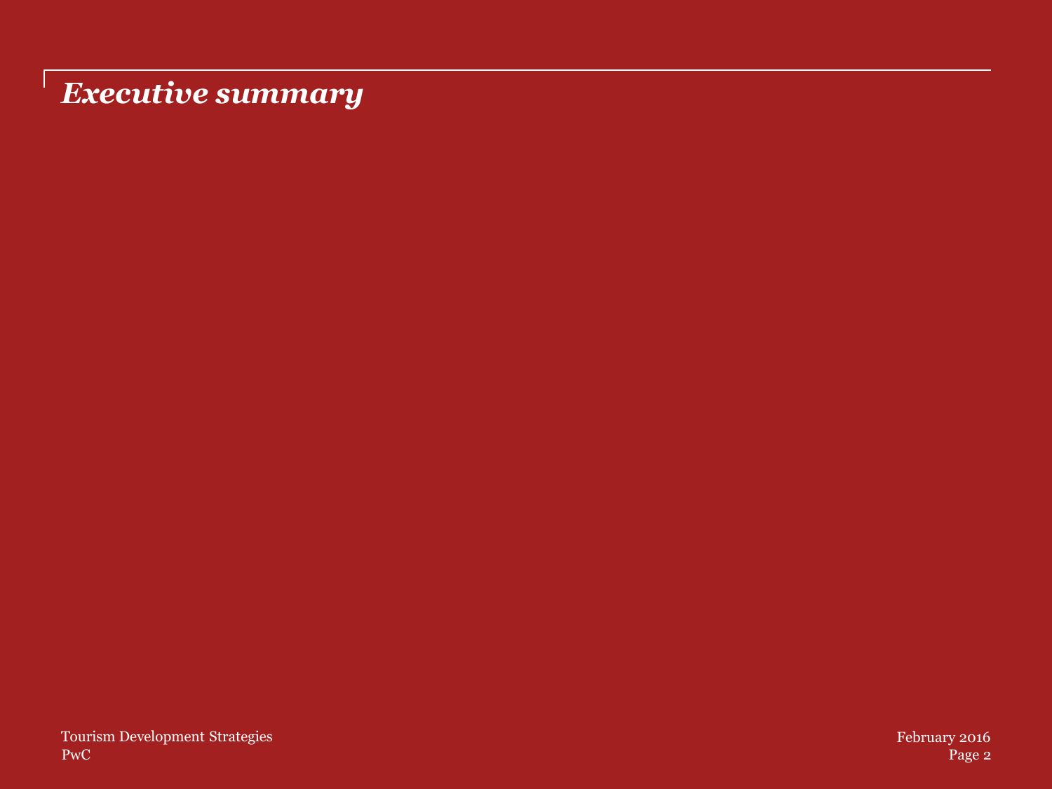# *Executive summary*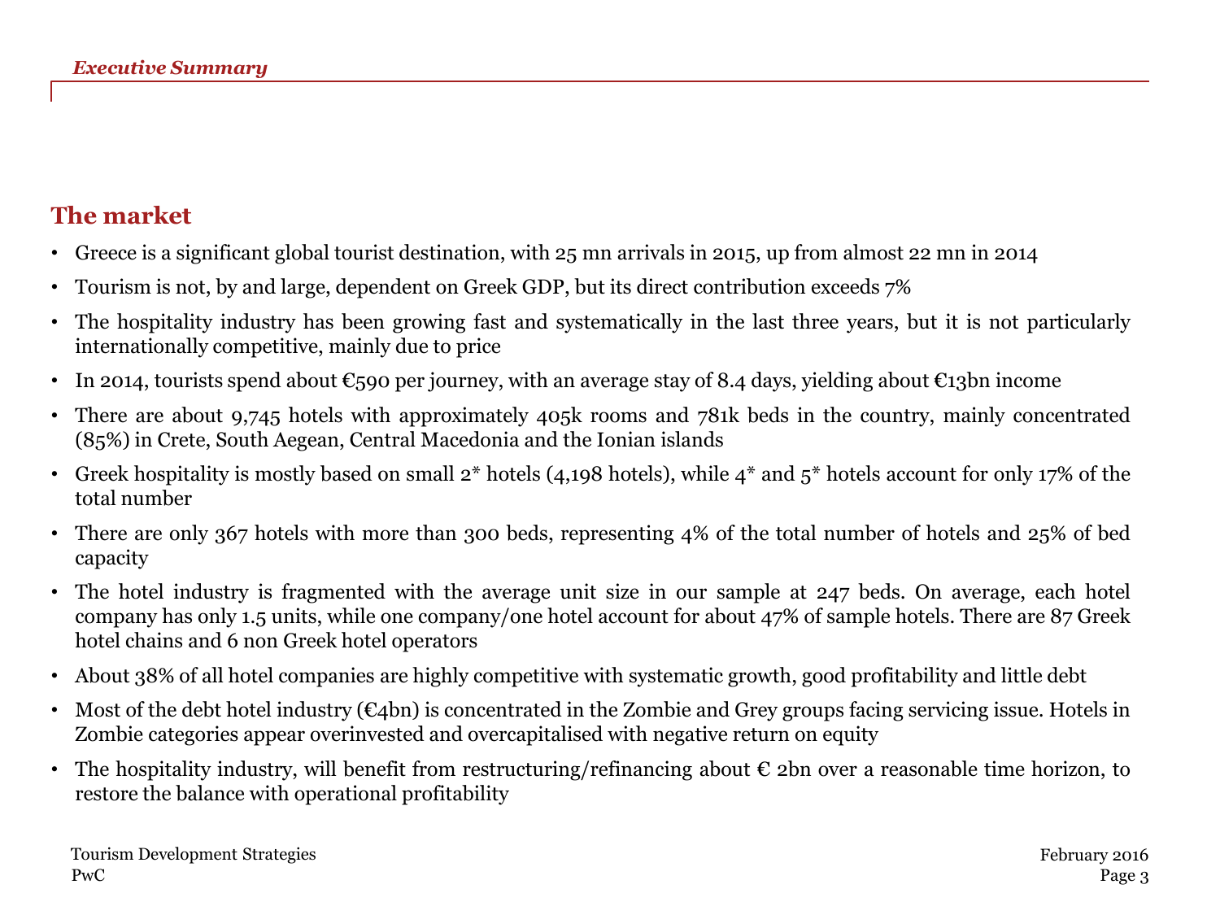## The market

- Greece is a significant global tourist destination, with 25 mn arrivals in 2015, up from almost 22 mn in 2014
- Tourism is not, by and large, dependent on Greek GDP, but its direct contribution exceeds 7%
- The hospitality industry has been growing fast and systematically in the last three years, but it is not particularly internationally competitive, mainly due to price
- In 2014, tourists spend about €590 per journey, with an average stay of 8.4 days, yielding about €13bn income
- There are about 9,745 hotels with approximately 405k rooms and 781k beds in the country, mainly concentrated (85%) in Crete, South Aegean, Central Macedonia and the Ionian islands
- Greek hospitality is mostly based on small 2* hotels (4,198 hotels), while 4* and 5* hotels account for only 17% of the total number
- There are only 367 hotels with more than 300 beds, representing 4% of the total number of hotels and 25% of bed capacity
- The hotel industry is fragmented with the average unit size in our sample at 247 beds. On average, each hotel company has only 1.5 units, while one company/one hotel account for about 47% of sample hotels. There are 87 Greek hotel chains and 6 non Greek hotel operators
- About 38% of all hotel companies are highly competitive with systematic growth, good profitability and little debt
- Most of the debt hotel industry (€4bn) is concentrated in the Zombie and Grey groups facing servicing issue. Hotels in Zombie categories appear overinvested and overcapitalised with negative return on equity
- The hospitality industry, will benefit from restructuring/refinancing about € 2bn over a reasonable time horizon, to restore the balance with operational profitability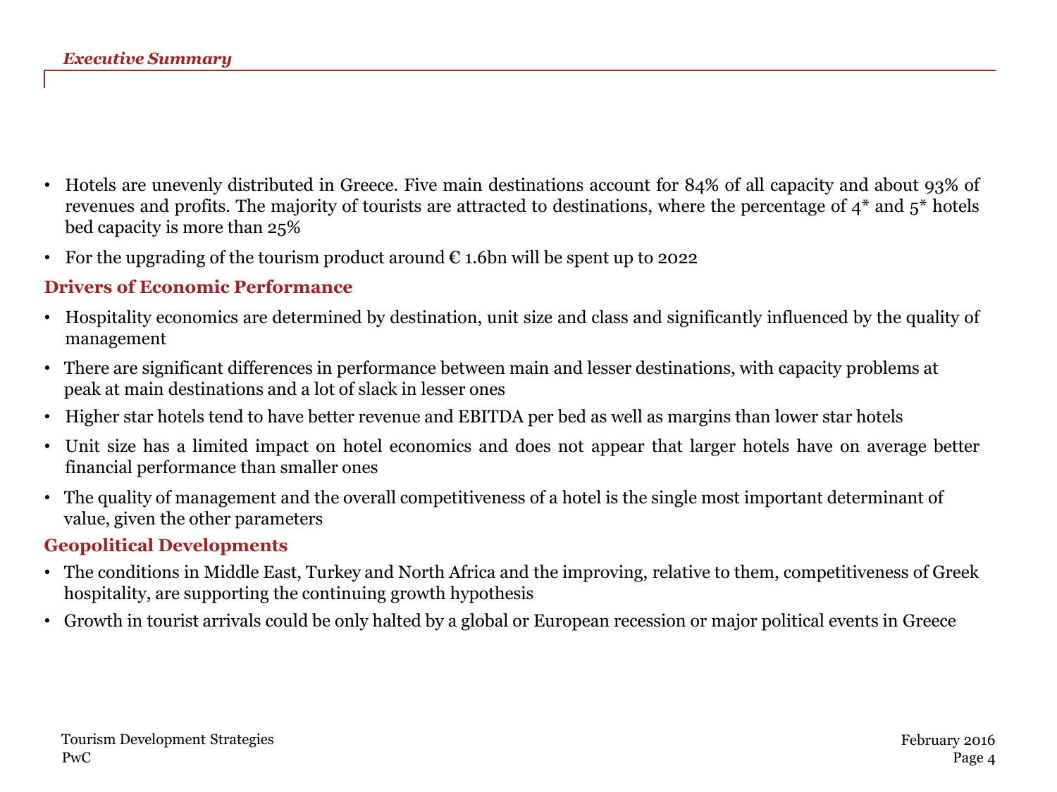- Hotels are unevenly distributed in Greece. Five main destinations account for 84% of all capacity and about 93% of revenues and profits. The majority of tourists are attracted to destinations, where the percentage of 4* and 5* hotels bed capacity is more than 25%
- For the upgrading of the tourism product around € 1.6bn will be spent up to 2022

## Drivers of Economic Performance

- Hospitality economics are determined by destination, unit size and class and significantly influenced by the quality of management
- There are significant differences in performance between main and lesser destinations, with capacity problems at peak at main destinations and a lot of slack in lesser ones
- Higher star hotels tend to have better revenue and EBITDA per bed as well as margins than lower star hotels
- Unit size has a limited impact on hotel economics and does not appear that larger hotels have on average better financial performance than smaller ones
- The quality of management and the overall competitiveness of a hotel is the single most important determinant of value, given the other parameters

## Geopolitical Developments

- The conditions in Middle East, Turkey and North Africa and the improving, relative to them, competitiveness of Greek hospitality, are supporting the continuing growth hypothesis
- Growth in tourist arrivals could be only halted by a global or European recession or major political events in Greece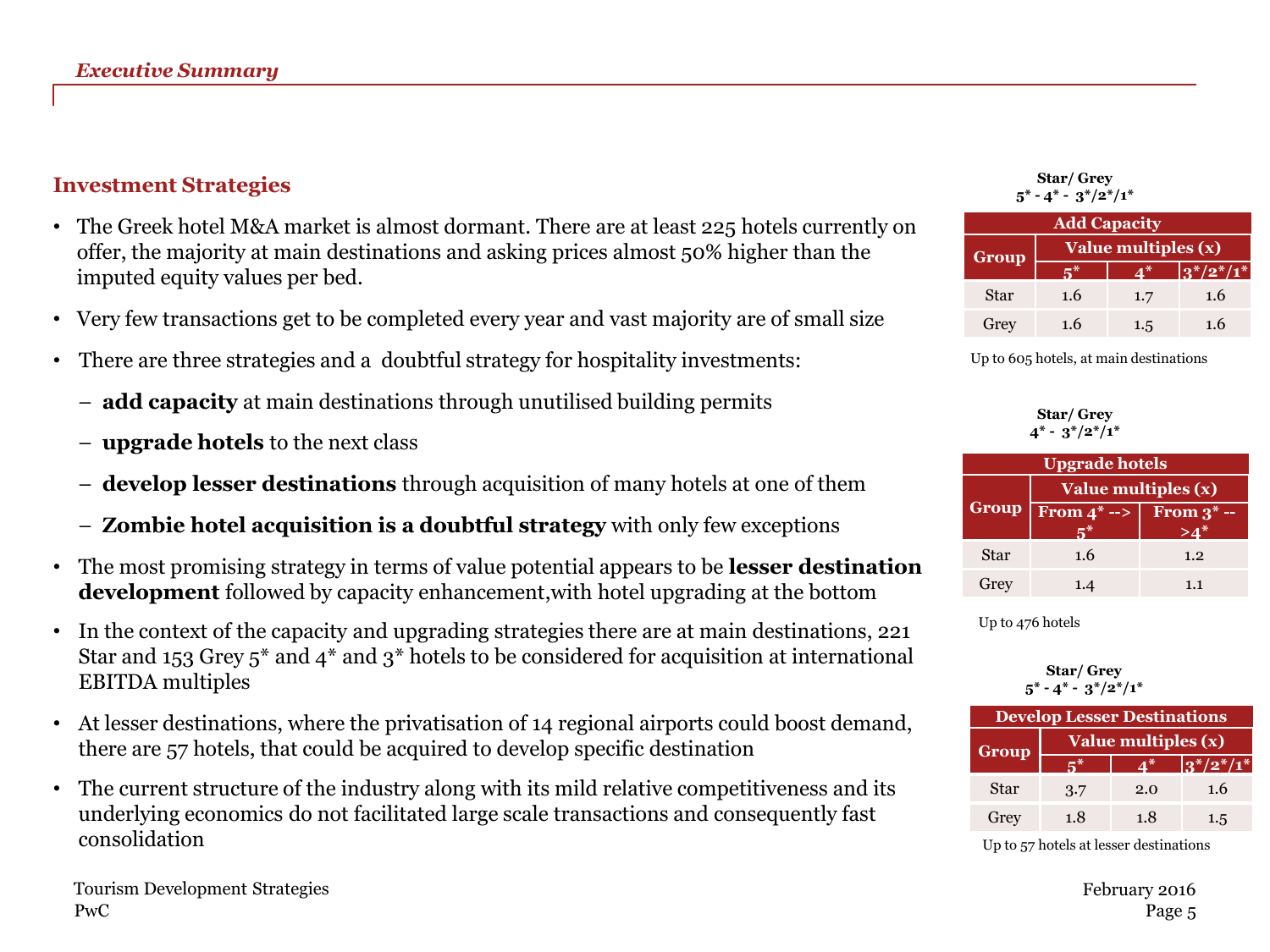## Investment Strategies

- The Greek hotel M&A market is almost dormant. There are at least 225 hotels currently on offer, the majority at main destinations and asking prices almost 50% higher than the imputed equity values per bed.
- Very few transactions get to be completed every year and vast majority are of small size
- There are three strategies and a doubtful strategy for hospitality investments:
  - **add capacity** at main destinations through unutilised building permits
  - **upgrade hotels** to the next class
  - **develop lesser destinations** through acquisition of many hotels at one of them
  - **Zombie hotel acquisition is a doubtful strategy** with only few exceptions
- The most promising strategy in terms of value potential appears to be **lesser destination development** followed by capacity enhancement,with hotel upgrading at the bottom
- In the context of the capacity and upgrading strategies there are at main destinations, 221 Star and 153 Grey 5* and 4* and 3* hotels to be considered for acquisition at international EBITDA multiples
- At lesser destinations, where the privatisation of 14 regional airports could boost demand, there are 57 hotels, that could be acquired to develop specific destination
- The current structure of the industry along with its mild relative competitiveness and its underlying economics do not facilitated large scale transactions and consequently fast consolidation

**Star/ Grey**
**5* - 4* - 3*/2*/1***

| Add Capacity | | | |
|---|---|---|---|
| Group | Value multiples (x) | | |
| | 5* | 4* | 3*/2*/1* |
| Star | 1.6 | 1.7 | 1.6 |
| Grey | 1.6 | 1.5 | 1.6 |

Up to 605 hotels, at main destinations

**Star/ Grey**
**4* - 3*/2*/1***

| Upgrade hotels | | |
|---|---|---|
| Group | Value multiples (x) | |
| | From 4* --> 5* | From 3* -->4* |
| Star | 1.6 | 1.2 |
| Grey | 1.4 | 1.1 |

Up to 476 hotels

**Star/ Grey**
**5* - 4* - 3*/2*/1***

| Develop Lesser Destinations | | | |
|---|---|---|---|
| Group | Value multiples (x) | | |
| | 5* | 4* | 3*/2*/1* |
| Star | 3.7 | 2.0 | 1.6 |
| Grey | 1.8 | 1.8 | 1.5 |

Up to 57 hotels at lesser destinations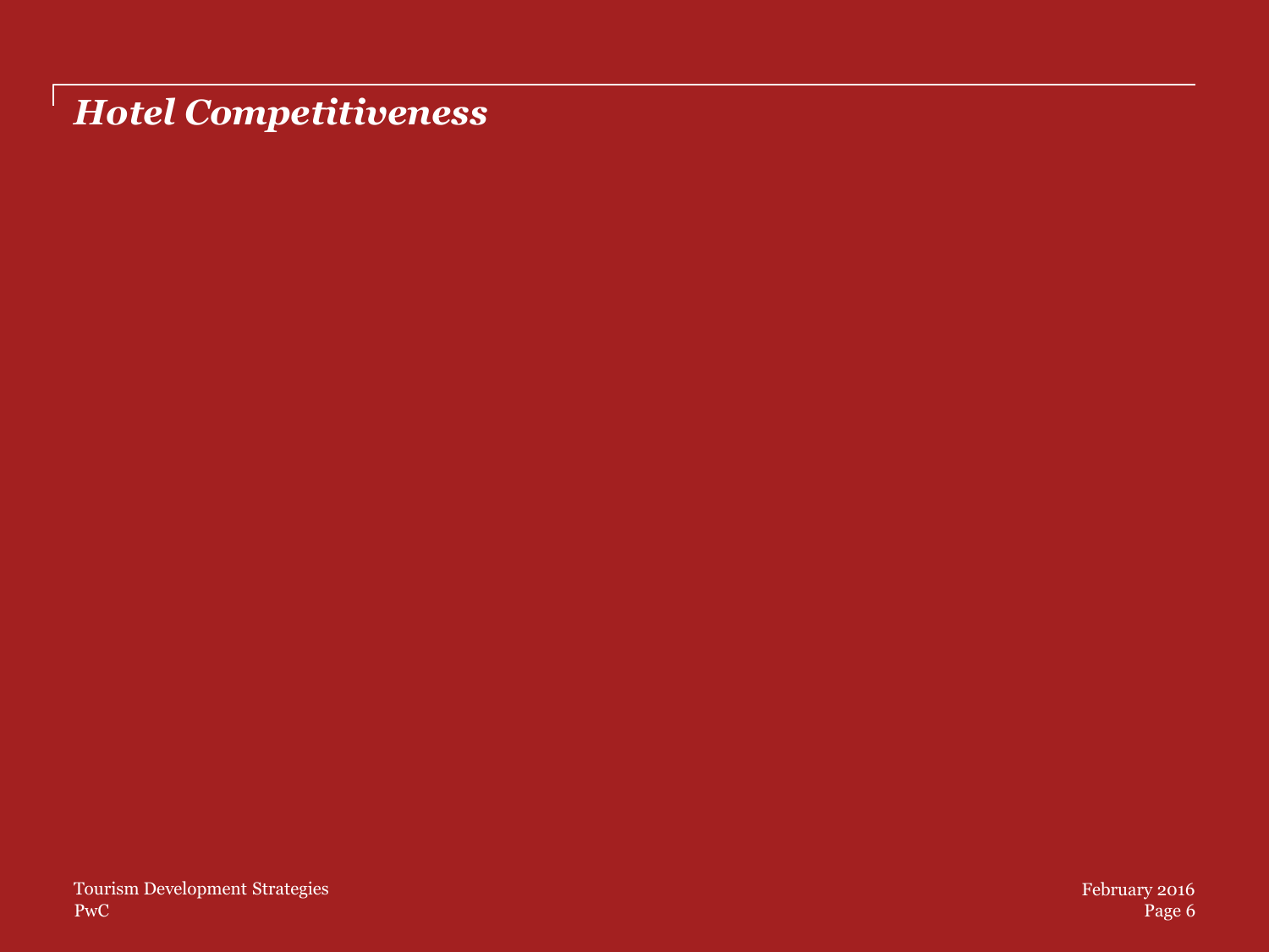# *Hotel Competitiveness*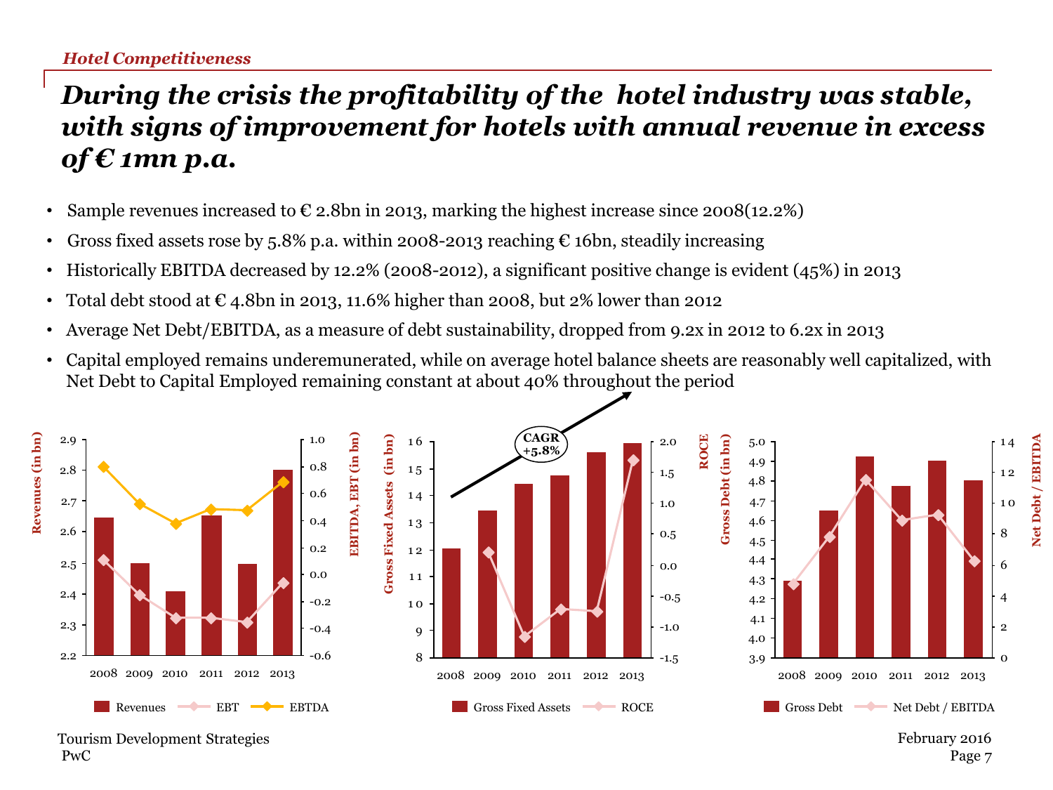*Hotel Competitiveness*

# *During the crisis the profitability of the hotel industry was stable, with signs of improvement for hotels with annual revenue in excess of € 1mn p.a.*

- Sample revenues increased to € 2.8bn in 2013, marking the highest increase since 2008(12.2%)
- Gross fixed assets rose by 5.8% p.a. within 2008-2013 reaching € 16bn, steadily increasing
- Historically EBITDA decreased by 12.2% (2008-2012), a significant positive change is evident (45%) in 2013
- Total debt stood at € 4.8bn in 2013, 11.6% higher than 2008, but 2% lower than 2012
- Average Net Debt/EBITDA, as a measure of debt sustainability, dropped from 9.2x in 2012 to 6.2x in 2013
- Capital employed remains underemunerated, while on average hotel balance sheets are reasonably well capitalized, with Net Debt to Capital Employed remaining constant at about 40% throughout the period

Revenues (in bn) / EBITDA, EBT (in bn): Revenues, EBT, EBTDA (2008–2013)

Gross Fixed Assets (in bn) / ROCE: Gross Fixed Assets, ROCE (2008–2013) — CAGR +5.8%

Gross Debt (in bn) / Net Debt / EBITDA: Gross Debt, Net Debt / EBITDA (2008–2013)

Tourism Development Strategies
PwC

February 2016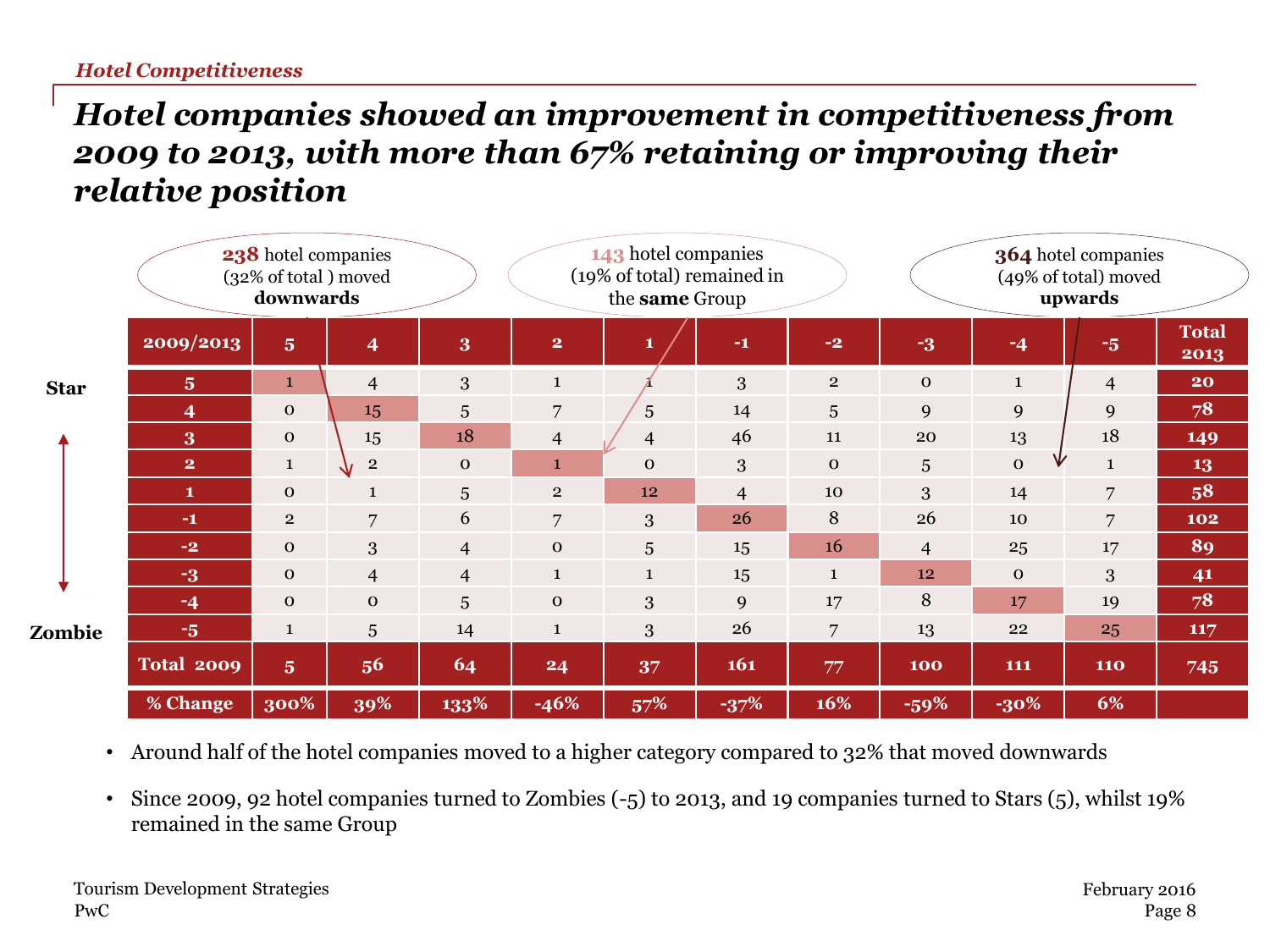*Hotel Competitiveness*

# *Hotel companies showed an improvement in competitiveness from 2009 to 2013, with more than 67% retaining or improving their relative position*

**238** hotel companies (32% of total ) moved **downwards**

**143** hotel companies (19% of total) remained in the **same** Group

**364** hotel companies (49% of total) moved **upwards**

| | 2009/2013 | 5 | 4 | 3 | 2 | 1 | -1 | -2 | -3 | -4 | -5 | Total 2013 |
|---|---|---|---|---|---|---|---|---|---|---|---|---|
| Star | 5 | 1 | 4 | 3 | 1 | 1 | 3 | 2 | 0 | 1 | 4 | 20 |
| | 4 | 0 | 15 | 5 | 7 | 5 | 14 | 5 | 9 | 9 | 9 | 78 |
| | 3 | 0 | 15 | 18 | 4 | 4 | 46 | 11 | 20 | 13 | 18 | 149 |
| | 2 | 1 | 2 | 0 | 1 | 0 | 3 | 0 | 5 | 0 | 1 | 13 |
| | 1 | 0 | 1 | 5 | 2 | 12 | 4 | 10 | 3 | 14 | 7 | 58 |
| | -1 | 2 | 7 | 6 | 7 | 3 | 26 | 8 | 26 | 10 | 7 | 102 |
| | -2 | 0 | 3 | 4 | 0 | 5 | 15 | 16 | 4 | 25 | 17 | 89 |
| | -3 | 0 | 4 | 4 | 1 | 1 | 15 | 1 | 12 | 0 | 3 | 41 |
| | -4 | 0 | 0 | 5 | 0 | 3 | 9 | 17 | 8 | 17 | 19 | 78 |
| Zombie | -5 | 1 | 5 | 14 | 1 | 3 | 26 | 7 | 13 | 22 | 25 | 117 |
| | Total 2009 | 5 | 56 | 64 | 24 | 37 | 161 | 77 | 100 | 111 | 110 | 745 |
| | % Change | 300% | 39% | 133% | -46% | 57% | -37% | 16% | -59% | -30% | 6% | |

- Around half of the hotel companies moved to a higher category compared to 32% that moved downwards
- Since 2009, 92 hotel companies turned to Zombies (-5) to 2013, and 19 companies turned to Stars (5), whilst 19% remained in the same Group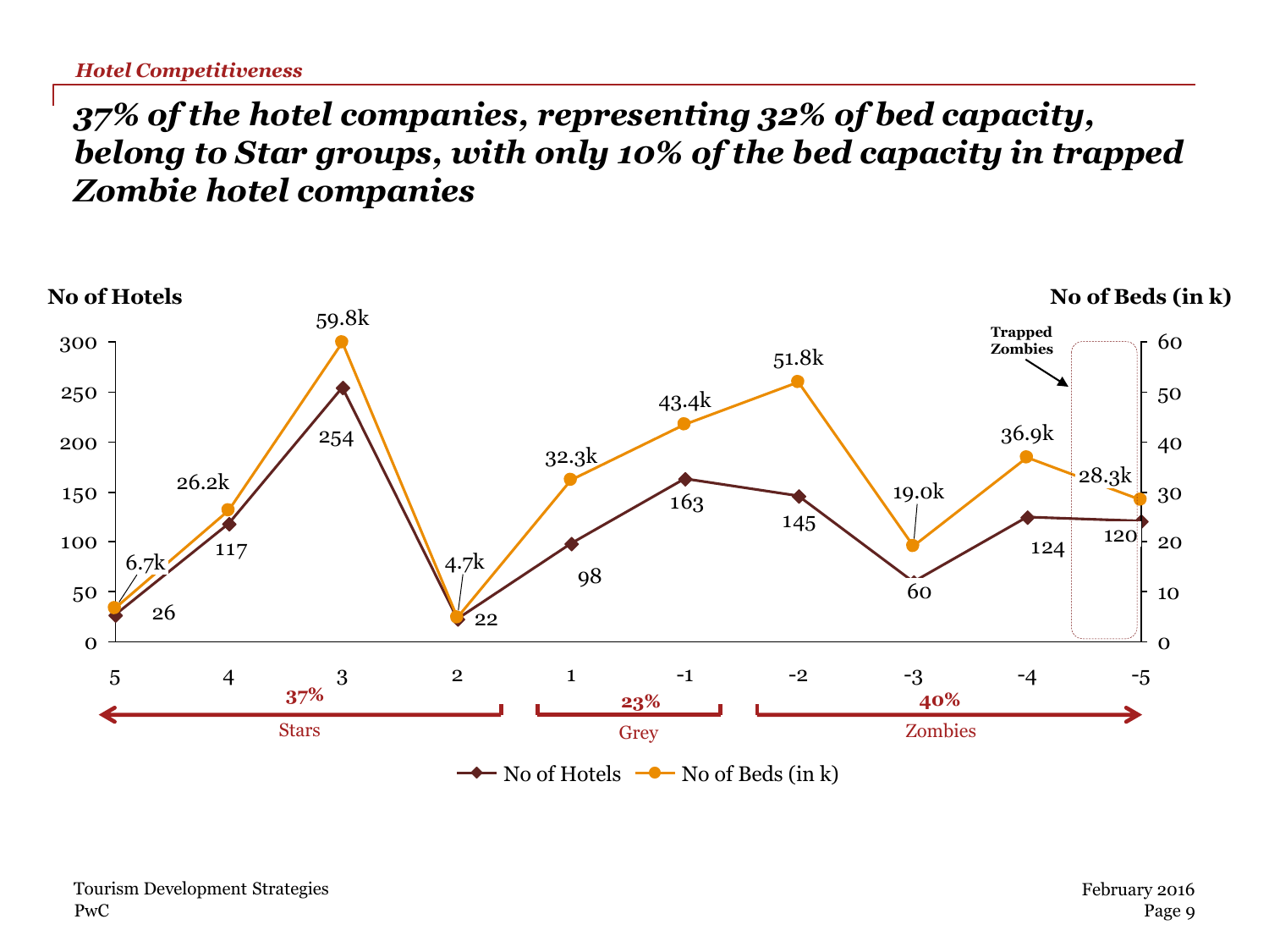*Hotel Competitiveness*

# *37% of the hotel companies, representing 32% of bed capacity, belong to Star groups, with only 10% of the bed capacity in trapped Zombie hotel companies*

| Category | 5 | 4 | 3 | 2 | 1 | -1 | -2 | -3 | -4 | -5 |
|---|---|---|---|---|---|---|---|---|---|---|
| No of Hotels | 26 | 117 | 254 | 22 | 98 | 163 | 145 | 60 | 124 | 120 |
| No of Beds (in k) | 6.7k | 26.2k | 59.8k | 4.7k | 32.3k | 43.4k | 51.8k | 19.0k | 36.9k | 28.3k |

| Group | Categories | Share |
|---|---|---|
| Stars | 5 to 2 | 37% |
| Grey | 1 to -1 | 23% |
| Zombies | -2 to -5 | 40% |

Trapped Zombies: -5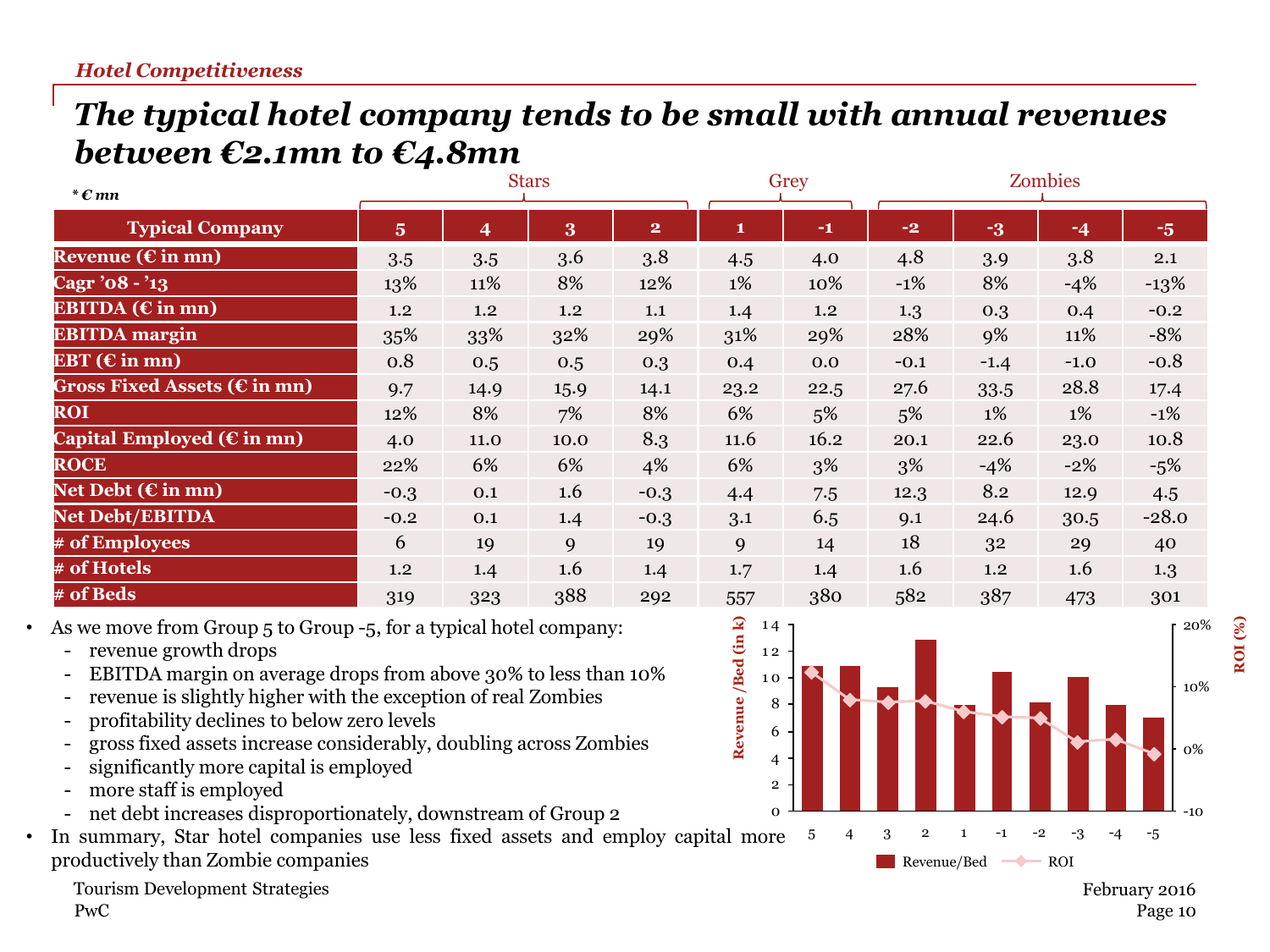*Hotel Competitiveness*

# The typical hotel company tends to be small with annual revenues between €2.1mn to €4.8mn

*\* € mn*

| | Stars | | | | Grey | | Zombies | | | |
|---|---|---|---|---|---|---|---|---|---|---|
| **Typical Company** | **5** | **4** | **3** | **2** | **1** | **-1** | **-2** | **-3** | **-4** | **-5** |
| **Revenue (€ in mn)** | 3.5 | 3.5 | 3.6 | 3.8 | 4.5 | 4.0 | 4.8 | 3.9 | 3.8 | 2.1 |
| **Cagr '08 - '13** | 13% | 11% | 8% | 12% | 1% | 10% | -1% | 8% | -4% | -13% |
| **EBITDA (€ in mn)** | 1.2 | 1.2 | 1.2 | 1.1 | 1.4 | 1.2 | 1.3 | 0.3 | 0.4 | -0.2 |
| **EBITDA margin** | 35% | 33% | 32% | 29% | 31% | 29% | 28% | 9% | 11% | -8% |
| **EBT (€ in mn)** | 0.8 | 0.5 | 0.5 | 0.3 | 0.4 | 0.0 | -0.1 | -1.4 | -1.0 | -0.8 |
| **Gross Fixed Assets (€ in mn)** | 9.7 | 14.9 | 15.9 | 14.1 | 23.2 | 22.5 | 27.6 | 33.5 | 28.8 | 17.4 |
| **ROI** | 12% | 8% | 7% | 8% | 6% | 5% | 5% | 1% | 1% | -1% |
| **Capital Employed (€ in mn)** | 4.0 | 11.0 | 10.0 | 8.3 | 11.6 | 16.2 | 20.1 | 22.6 | 23.0 | 10.8 |
| **ROCE** | 22% | 6% | 6% | 4% | 6% | 3% | 3% | -4% | -2% | -5% |
| **Net Debt (€ in mn)** | -0.3 | 0.1 | 1.6 | -0.3 | 4.4 | 7.5 | 12.3 | 8.2 | 12.9 | 4.5 |
| **Net Debt/EBITDA** | -0.2 | 0.1 | 1.4 | -0.3 | 3.1 | 6.5 | 9.1 | 24.6 | 30.5 | -28.0 |
| **# of Employees** | 6 | 19 | 9 | 19 | 9 | 14 | 18 | 32 | 29 | 40 |
| **# of Hotels** | 1.2 | 1.4 | 1.6 | 1.4 | 1.7 | 1.4 | 1.6 | 1.2 | 1.6 | 1.3 |
| **# of Beds** | 319 | 323 | 388 | 292 | 557 | 380 | 582 | 387 | 473 | 301 |

- As we move from Group 5 to Group -5, for a typical hotel company:
  - revenue growth drops
  - EBITDA margin on average drops from above 30% to less than 10%
  - revenue is slightly higher with the exception of real Zombies
  - profitability declines to below zero levels
  - gross fixed assets increase considerably, doubling across Zombies
  - significantly more capital is employed
  - more staff is employed
  - net debt increases disproportionately, downstream of Group 2
- In summary, Star hotel companies use less fixed assets and employ capital more productively than Zombie companies

Tourism Development Strategies
PwC

February 2016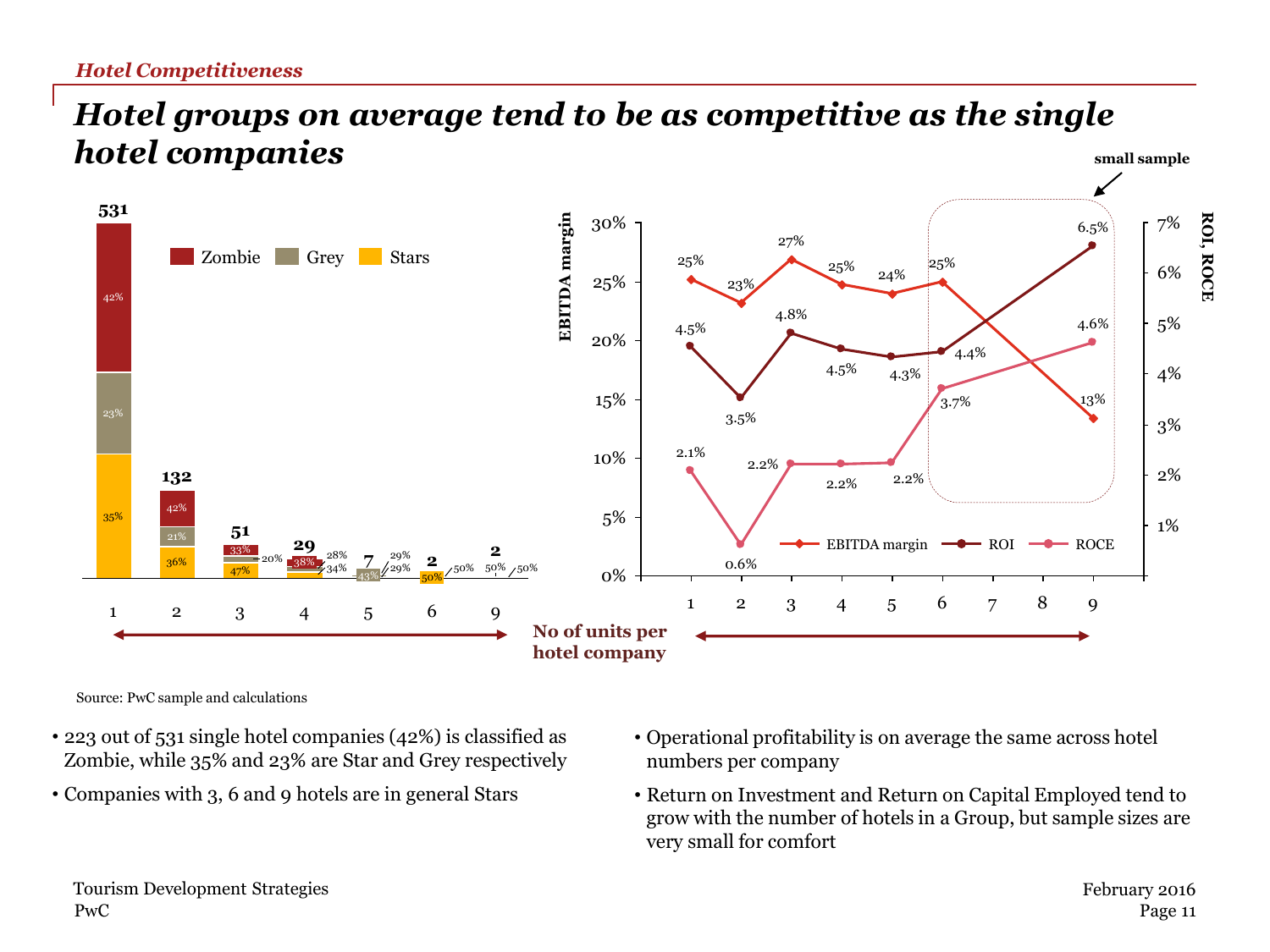*Hotel Competitiveness*

# *Hotel groups on average tend to be as competitive as the single hotel companies*

| No of units per hotel company | 1 | 2 | 3 | 4 | 5 | 6 | 9 |
|---|---|---|---|---|---|---|---|
| Number of companies | 531 | 132 | 51 | 29 | 7 | 2 | 2 |
| Zombie | 42% | 42% | 33% | 38% | 29% | | 50% |
| Grey | 23% | 21% | 20% | 28% | 43% | 50% | |
| Stars | 35% | 36% | 47% | 34% | 29% | 50% | 50% |

| No of units per hotel company | 1 | 2 | 3 | 4 | 5 | 6 | 9 |
|---|---|---|---|---|---|---|---|
| EBITDA margin | 25% | 23% | 27% | 25% | 24% | 25% | 13% |
| ROI | 4.5% | 3.5% | 4.8% | 4.5% | 4.3% | 4.4% | 6.5% |
| ROCE | 2.1% | 0.6% | 2.2% | 2.2% | 2.2% | 3.7% | 4.6% |

small sample

Source: PwC sample and calculations

- 223 out of 531 single hotel companies (42%) is classified as Zombie, while 35% and 23% are Star and Grey respectively
- Companies with 3, 6 and 9 hotels are in general Stars
- Operational profitability is on average the same across hotel numbers per company
- Return on Investment and Return on Capital Employed tend to grow with the number of hotels in a Group, but sample sizes are very small for comfort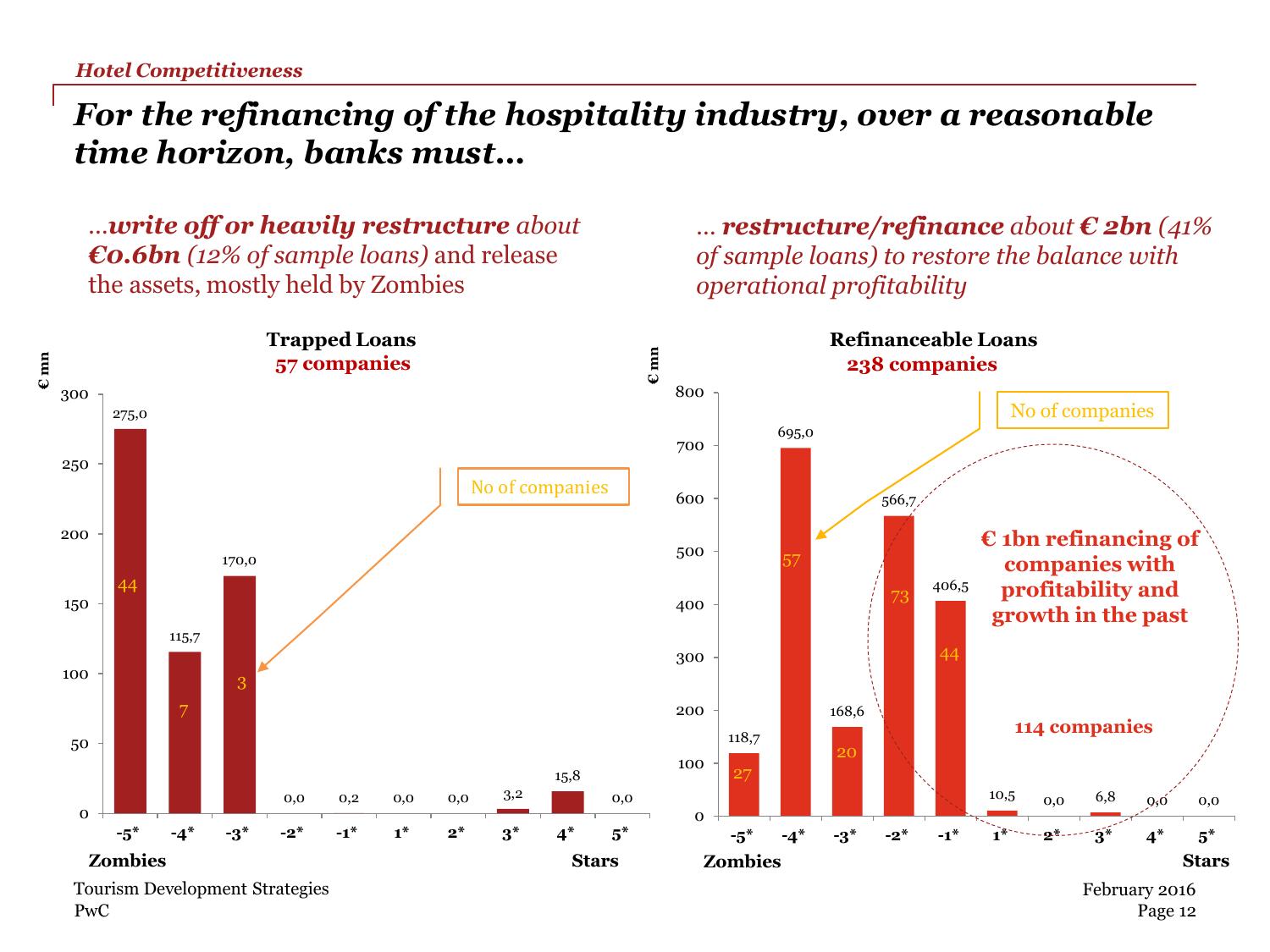*Hotel Competitiveness*

# *For the refinancing of the hospitality industry, over a reasonable time horizon, banks must…*

*…**write off or heavily restructure** about **€0.6bn** (12% of sample loans)* and release the assets, mostly held by Zombies

*… **restructure/refinance** about **€ 2bn** (41% of sample loans) to restore the balance with operational profitability*

**Trapped Loans**
**57 companies**

€ mn

| Rating | -5* | -4* | -3* | -2* | -1* | 1* | 2* | 3* | 4* | 5* |
|---|---|---|---|---|---|---|---|---|---|---|
| Loans (€ mn) | 275,0 | 115,7 | 170,0 | 0,0 | 0,2 | 0,0 | 0,0 | 3,2 | 15,8 | 0,0 |
| No of companies | 44 | 7 | 3 | | | | | | | |

Zombies ← → Stars

**Refinanceable Loans**
**238 companies**

€ mn

| Rating | -5* | -4* | -3* | -2* | -1* | 1* | 2* | 3* | 4* | 5* |
|---|---|---|---|---|---|---|---|---|---|---|
| Loans (€ mn) | 118,7 | 695,0 | 168,6 | 566,7 | 406,5 | 10,5 | 0,0 | 6,8 | 0,0 | 0,0 |
| No of companies | 27 | 57 | 20 | 73 | 44 | | | | | |

Zombies ← → Stars

**€ 1bn refinancing of companies with profitability and growth in the past**

**114 companies**

Tourism Development Strategies
PwC

February 2016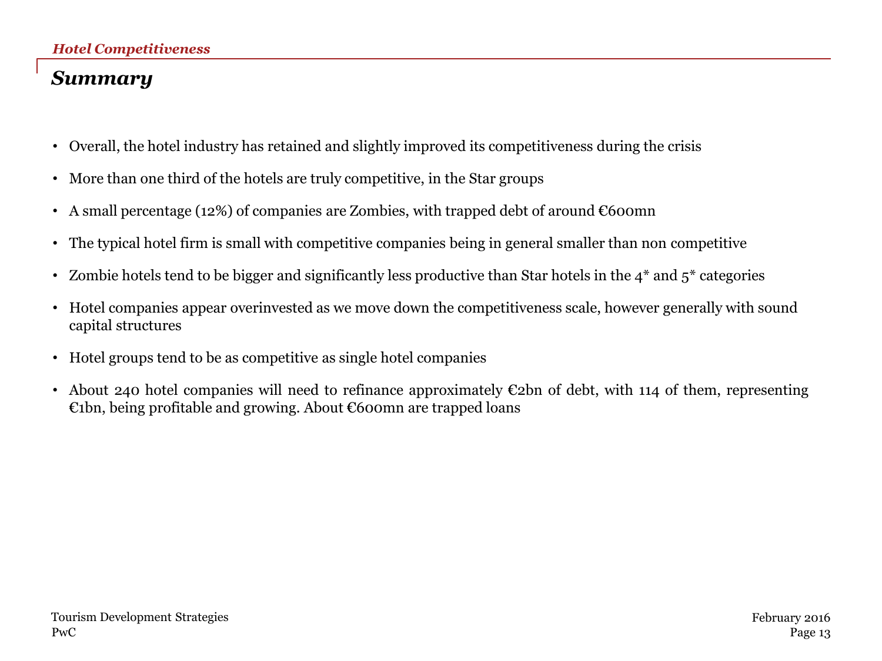## Summary

- Overall, the hotel industry has retained and slightly improved its competitiveness during the crisis
- More than one third of the hotels are truly competitive, in the Star groups
- A small percentage (12%) of companies are Zombies, with trapped debt of around €600mn
- The typical hotel firm is small with competitive companies being in general smaller than non competitive
- Zombie hotels tend to be bigger and significantly less productive than Star hotels in the 4* and 5* categories
- Hotel companies appear overinvested as we move down the competitiveness scale, however generally with sound capital structures
- Hotel groups tend to be as competitive as single hotel companies
- About 240 hotel companies will need to refinance approximately €2bn of debt, with 114 of them, representing €1bn, being profitable and growing. About €600mn are trapped loans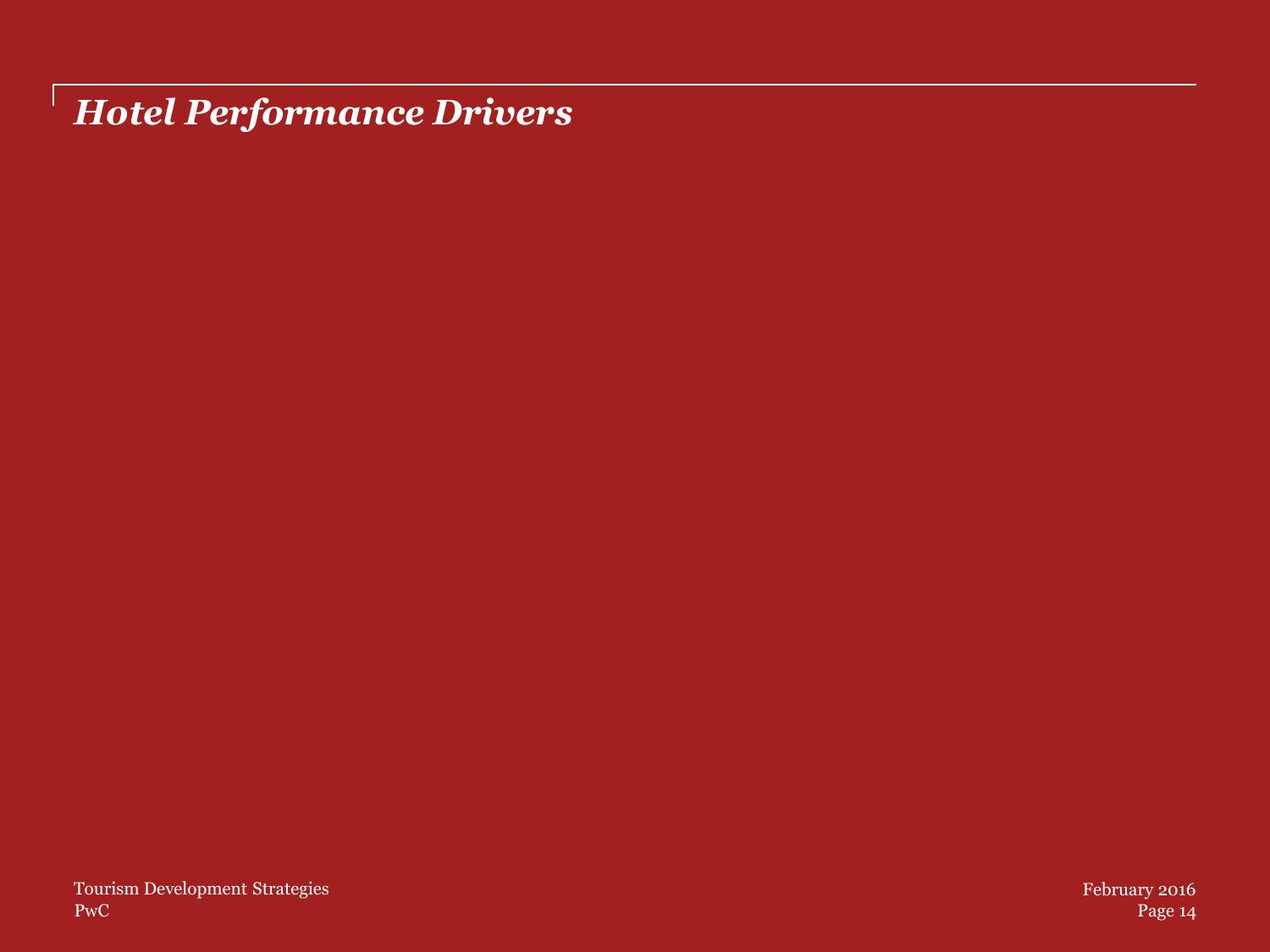# *Hotel Performance Drivers*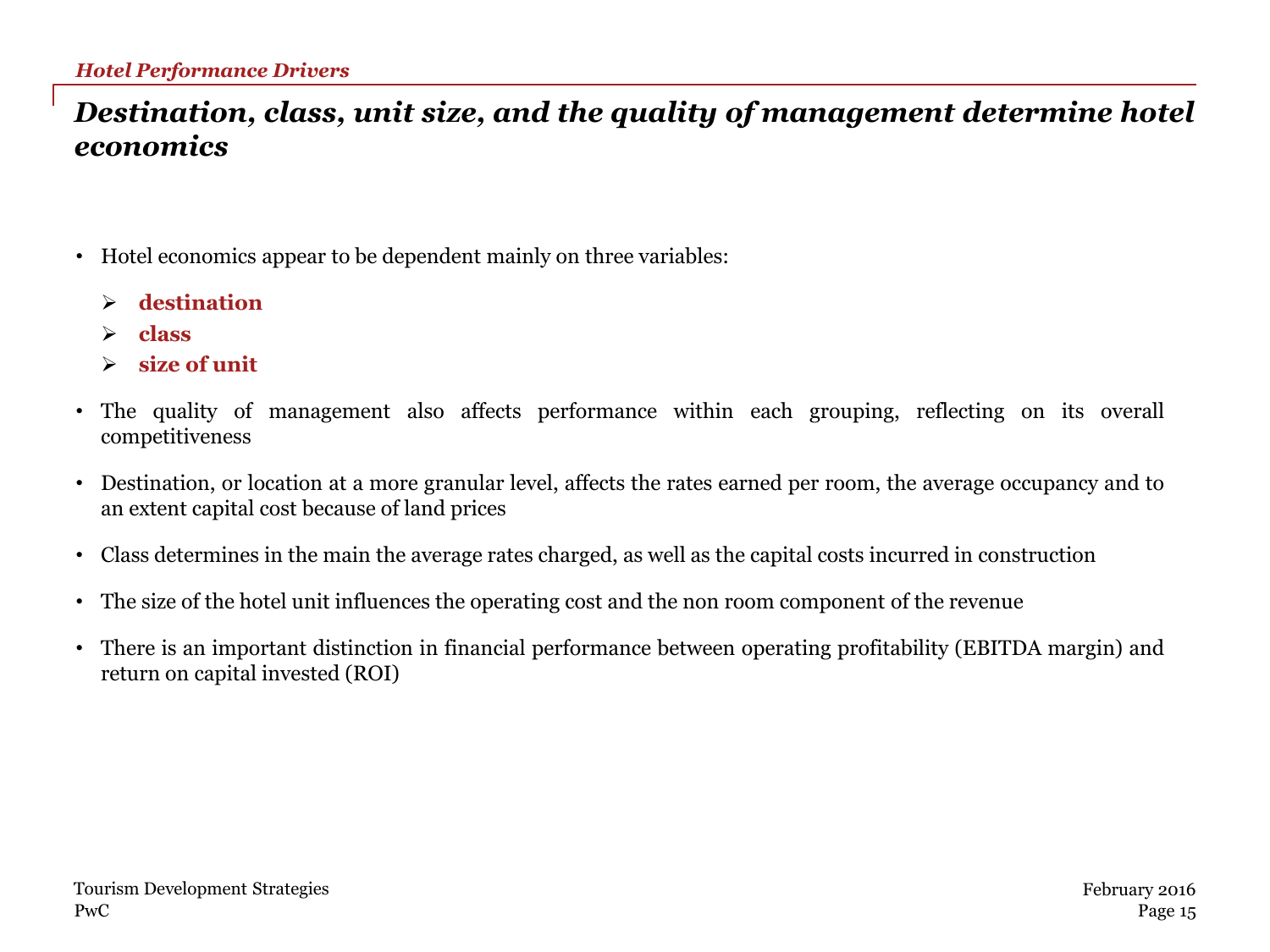## Destination, class, unit size, and the quality of management determine hotel economics

- Hotel economics appear to be dependent mainly on three variables:
  - **destination**
  - **class**
  - **size of unit**
- The quality of management also affects performance within each grouping, reflecting on its overall competitiveness
- Destination, or location at a more granular level, affects the rates earned per room, the average occupancy and to an extent capital cost because of land prices
- Class determines in the main the average rates charged, as well as the capital costs incurred in construction
- The size of the hotel unit influences the operating cost and the non room component of the revenue
- There is an important distinction in financial performance between operating profitability (EBITDA margin) and return on capital invested (ROI)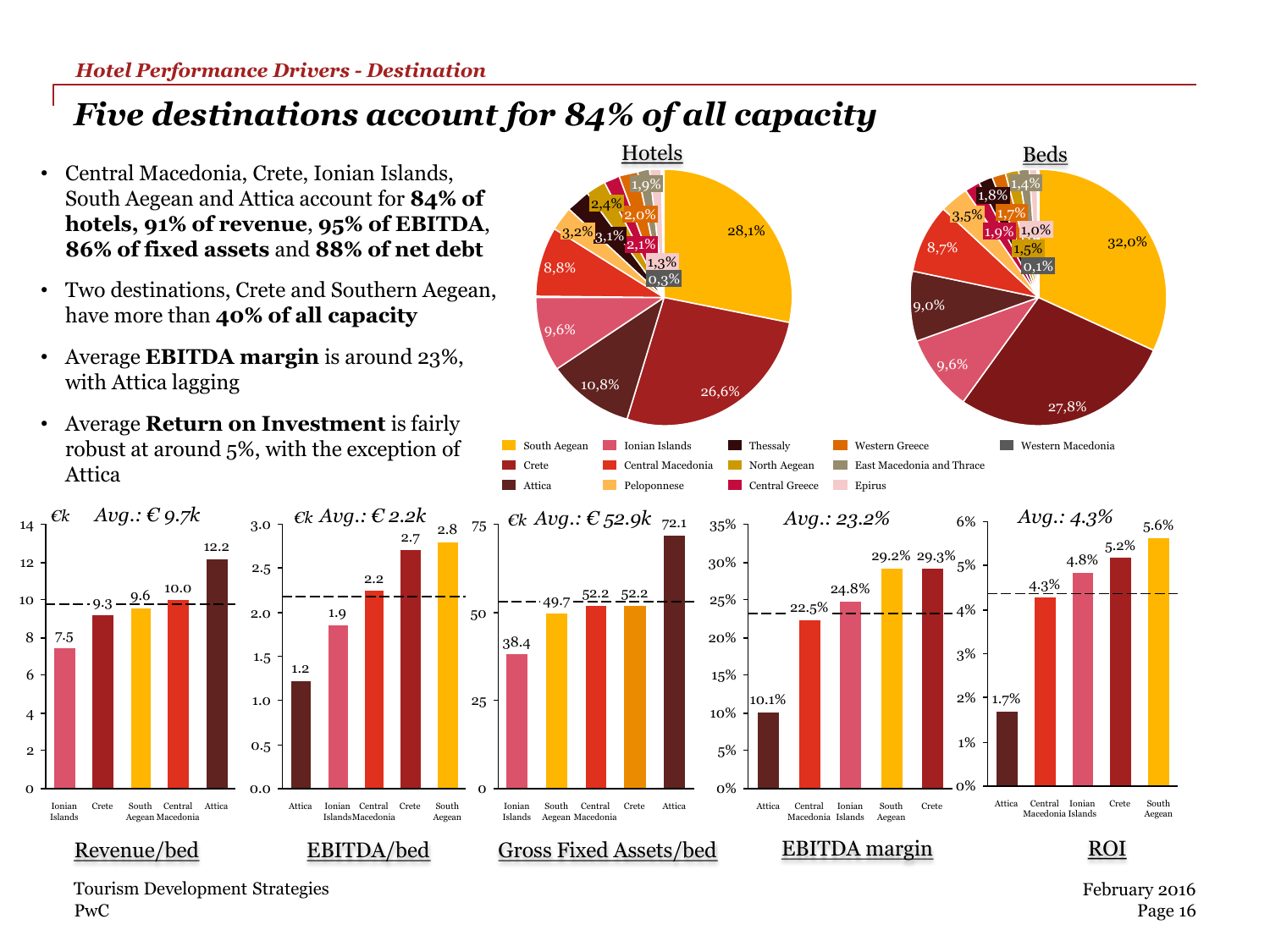*Hotel Performance Drivers - Destination*

# *Five destinations account for 84% of all capacity*

- Central Macedonia, Crete, Ionian Islands, South Aegean and Attica account for **84% of hotels, 91% of revenue**, **95% of EBITDA, 86% of fixed assets** and **88% of net debt**
- Two destinations, Crete and Southern Aegean, have more than **40% of all capacity**
- Average **EBITDA margin** is around 23%, with Attica lagging
- Average **Return on Investment** is fairly robust at around 5%, with the exception of Attica

**Hotels**

| Destination | Share |
|---|---|
| South Aegean | 28,1% |
| Crete | 26,6% |
| Attica | 10,8% |
| Ionian Islands | 9,6% |
| Central Macedonia | 8,8% |
| Peloponnese | 3,2% |
| Thessaly | 3,1% |
| North Aegean | 2,4% |
| Central Greece | 2,1% |
| Western Greece | 2,0% |
| East Macedonia and Thrace | 1,9% |
| Epirus | 1,3% |
| Western Macedonia | 0,3% |

**Beds**

| Destination | Share |
|---|---|
| South Aegean | 32,0% |
| Crete | 27,8% |
| Ionian Islands | 9,6% |
| Attica | 9,0% |
| Central Macedonia | 8,7% |
| Peloponnese | 3,5% |
| Central Greece | 1,9% |
| Thessaly | 1,8% |
| Western Greece | 1,7% |
| North Aegean | 1,5% |
| East Macedonia and Thrace | 1,4% |
| Epirus | 1,0% |
| Western Macedonia | 0,1% |

**Revenue/bed** (€k, Avg.: € 9.7k)

| Ionian Islands | Crete | South Aegean | Central Macedonia | Attica |
|---|---|---|---|---|
| 7.5 | 9.3 | 9.6 | 10.0 | 12.2 |

**EBITDA/bed** (€k, Avg.: € 2.2k)

| Attica | Ionian Islands | Central Macedonia | Crete | South Aegean |
|---|---|---|---|---|
| 1.2 | 1.9 | 2.2 | 2.7 | 2.8 |

**Gross Fixed Assets/bed** (€k, Avg.: € 52.9k)

| Ionian Islands | South Aegean | Central Macedonia | Crete | Attica |
|---|---|---|---|---|
| 38.4 | 49.7 | 52.2 | 52.2 | 72.1 |

**EBITDA margin** (Avg.: 23.2%)

| Attica | Central Macedonia | Ionian Islands | South Aegean | Crete |
|---|---|---|---|---|
| 10.1% | 22.5% | 24.8% | 29.2% | 29.3% |

**ROI** (Avg.: 4.3%)

| Attica | Central Macedonia | Ionian Islands | Crete | South Aegean |
|---|---|---|---|---|
| 1.7% | 4.3% | 4.8% | 5.2% | 5.6% |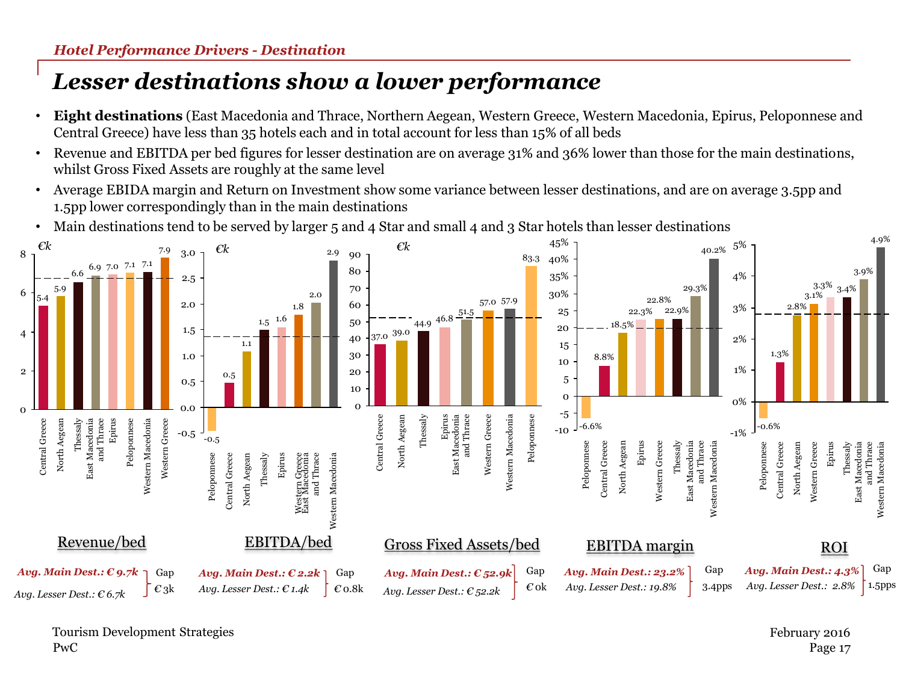*Hotel Performance Drivers - Destination*

# Lesser destinations show a lower performance

- **Eight destinations** (East Macedonia and Thrace, Northern Aegean, Western Greece, Western Macedonia, Epirus, Peloponnese and Central Greece) have less than 35 hotels each and in total account for less than 15% of all beds
- Revenue and EBITDA per bed figures for lesser destination are on average 31% and 36% lower than those for the main destinations, whilst Gross Fixed Assets are roughly at the same level
- Average EBIDA margin and Return on Investment show some variance between lesser destinations, and are on average 3.5pp and 1.5pp lower correspondingly than in the main destinations
- Main destinations tend to be served by larger 5 and 4 Star and small 4 and 3 Star hotels than lesser destinations

**Revenue/bed** (€k)

| Destination | Revenue/bed |
|---|---|
| Central Greece | 5.4 |
| North Aegean | 5.9 |
| Thessaly | 6.6 |
| East Macedonia and Thrace | 6.9 |
| Epirus | 7.0 |
| Peloponnese | 7.1 |
| Western Macedonia | 7.1 |
| Western Greece | 7.9 |

*Avg. Main Dest.: € 9.7k*
*Avg. Lesser Dest.: € 6.7k*
Gap € 3k

**EBITDA/bed** (€k)

| Destination | EBITDA/bed |
|---|---|
| Peloponnese | -0.5 |
| Central Greece | 0.5 |
| North Aegean | 1.1 |
| Thessaly | 1.5 |
| Epirus | 1.6 |
| Western Greece | 1.8 |
| East Macedonia and Thrace | 2.0 |
| Western Macedonia | 2.9 |

*Avg. Main Dest.: € 2.2k*
*Avg. Lesser Dest.: € 1.4k*
Gap € 0.8k

**Gross Fixed Assets/bed** (€k)

| Destination | Gross Fixed Assets/bed |
|---|---|
| Central Greece | 37.0 |
| North Aegean | 39.0 |
| Thessaly | 44.9 |
| Epirus | 46.8 |
| East Macedonia and Thrace | 51.5 |
| Western Greece | 57.0 |
| Western Macedonia | 57.9 |
| Peloponnese | 83.3 |

*Avg. Main Dest.: € 52.9k*
*Avg. Lesser Dest.: € 52.2k*
Gap € 0k

**EBITDA margin**

| Destination | EBITDA margin |
|---|---|
| Peloponnese | -6.6% |
| Central Greece | 8.8% |
| North Aegean | 18.5% |
| Epirus | 22.3% |
| Western Greece | 22.8% |
| Thessaly | 22.9% |
| East Macedonia and Thrace | 29.3% |
| Western Macedonia | 40.2% |

*Avg. Main Dest.: 23.2%*
*Avg. Lesser Dest.: 19.8%*
Gap 3.4pps

**ROI**

| Destination | ROI |
|---|---|
| Peloponnese | -0.6% |
| Central Greece | 1.3% |
| North Aegean | 2.8% |
| Western Greece | 3.1% |
| Epirus | 3.3% |
| Thessaly | 3.4% |
| East Macedonia and Thrace | 3.9% |
| Western Macedonia | 4.9% |

*Avg. Main Dest.: 4.3%*
*Avg. Lesser Dest.: 2.8%*
Gap 1.5pps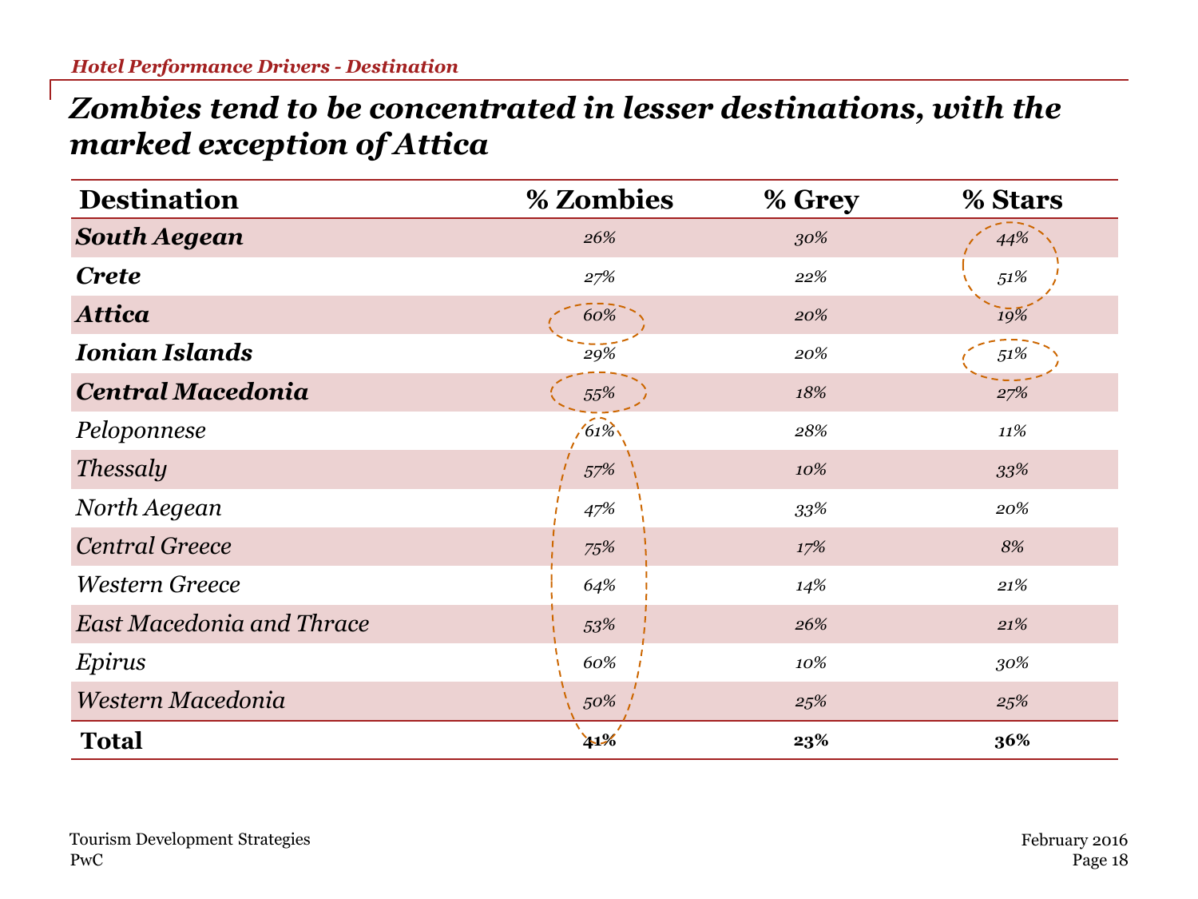Hotel Performance Drivers - Destination

# Zombies tend to be concentrated in lesser destinations, with the marked exception of Attica

| Destination | % Zombies | % Grey | % Stars |
|---|---|---|---|
| ***South Aegean*** | *26%* | *30%* | *44%* |
| ***Crete*** | *27%* | *22%* | *51%* |
| ***Attica*** | *60%* | *20%* | *19%* |
| ***Ionian Islands*** | *29%* | *20%* | *51%* |
| ***Central Macedonia*** | *55%* | *18%* | *27%* |
| *Peloponnese* | *61%* | *28%* | *11%* |
| *Thessaly* | *57%* | *10%* | *33%* |
| *North Aegean* | *47%* | *33%* | *20%* |
| *Central Greece* | *75%* | *17%* | *8%* |
| *Western Greece* | *64%* | *14%* | *21%* |
| *East Macedonia and Thrace* | *53%* | *26%* | *21%* |
| *Epirus* | *60%* | *10%* | *30%* |
| *Western Macedonia* | *50%* | *25%* | *25%* |
| **Total** | **41%** | **23%** | **36%** |

Tourism Development Strategies
PwC

February 2016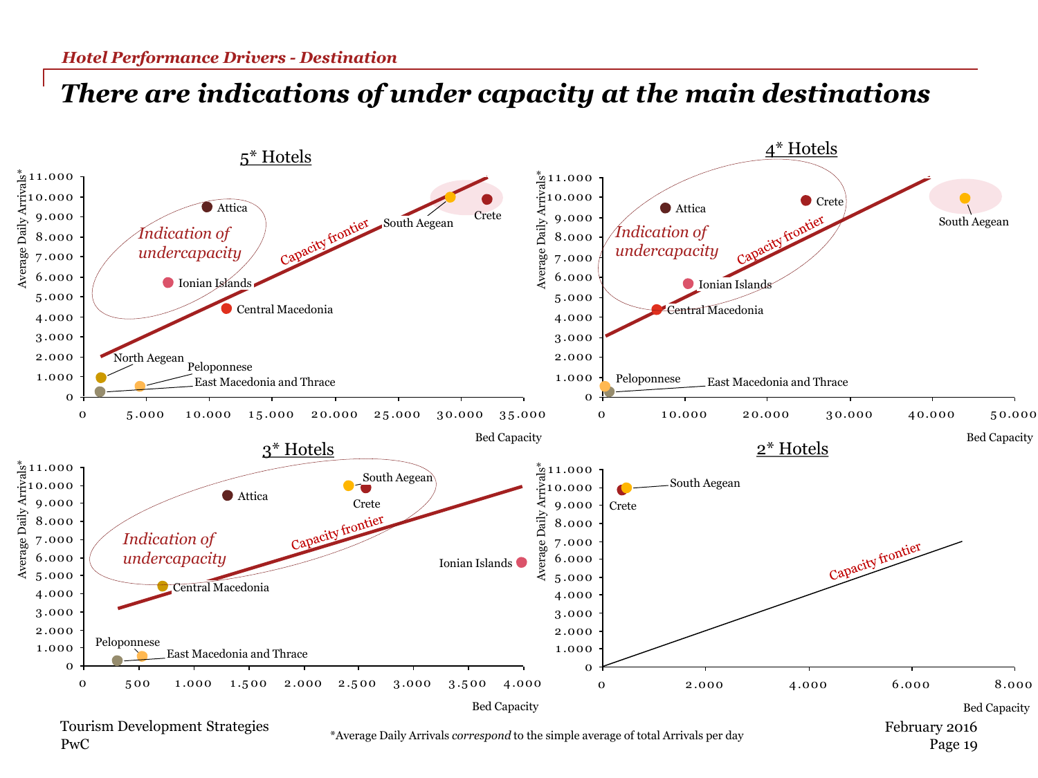*Hotel Performance Drivers - Destination*

# *There are indications of under capacity at the main destinations*

## 5* Hotels

Average Daily Arrivals*: 0 – 11.000; Bed Capacity: 0 – 35.000

Indication of undercapacity

Capacity frontier

Attica, Ionian Islands, Central Macedonia, South Aegean, Crete, North Aegean, Peloponnese, East Macedonia and Thrace

## 4* Hotels

Average Daily Arrivals*: 0 – 11.000; Bed Capacity: 0 – 50.000

Indication of undercapacity

Capacity frontier

Attica, Crete, South Aegean, Ionian Islands, Central Macedonia, Peloponnese, East Macedonia and Thrace

## 3* Hotels

Average Daily Arrivals*: 0 – 11.000; Bed Capacity: 0 – 4.000

Indication of undercapacity

Capacity frontier

South Aegean, Attica, Crete, Ionian Islands, Central Macedonia, Peloponnese, East Macedonia and Thrace

## 2* Hotels

Average Daily Arrivals*: 0 – 11.000; Bed Capacity: 0 – 8.000

Capacity frontier

South Aegean, Crete

*Average Daily Arrivals *correspond* to the simple average of total Arrivals per day

Tourism Development Strategies
PwC

February 2016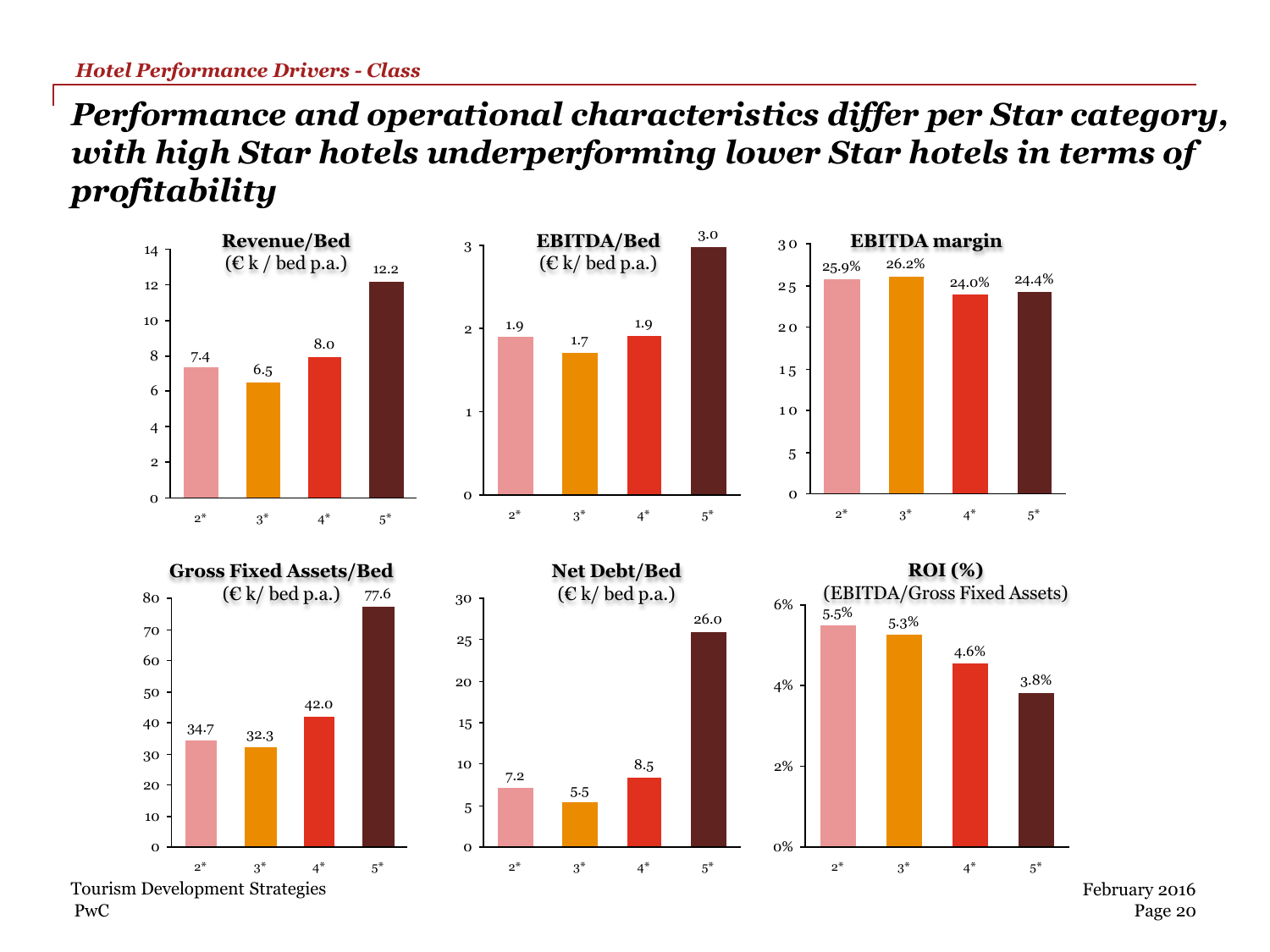*Hotel Performance Drivers - Class*

# Performance and operational characteristics differ per Star category, with high Star hotels underperforming lower Star hotels in terms of profitability

**Revenue/Bed** (€ k / bed p.a.)

| | 2* | 3* | 4* | 5* |
|---|---|---|---|---|
| Revenue/Bed | 7.4 | 6.5 | 8.0 | 12.2 |

**EBITDA/Bed** (€ k/ bed p.a.)

| | 2* | 3* | 4* | 5* |
|---|---|---|---|---|
| EBITDA/Bed | 1.9 | 1.7 | 1.9 | 3.0 |

**EBITDA margin**

| | 2* | 3* | 4* | 5* |
|---|---|---|---|---|
| EBITDA margin | 25.9% | 26.2% | 24.0% | 24.4% |

**Gross Fixed Assets/Bed** (€ k/ bed p.a.)

| | 2* | 3* | 4* | 5* |
|---|---|---|---|---|
| Gross Fixed Assets/Bed | 34.7 | 32.3 | 42.0 | 77.6 |

**Net Debt/Bed** (€ k/ bed p.a.)

| | 2* | 3* | 4* | 5* |
|---|---|---|---|---|
| Net Debt/Bed | 7.2 | 5.5 | 8.5 | 26.0 |

**ROI (%)** (EBITDA/Gross Fixed Assets)

| | 2* | 3* | 4* | 5* |
|---|---|---|---|---|
| ROI (%) | 5.5% | 5.3% | 4.6% | 3.8% |

Tourism Development Strategies
PwC

February 2016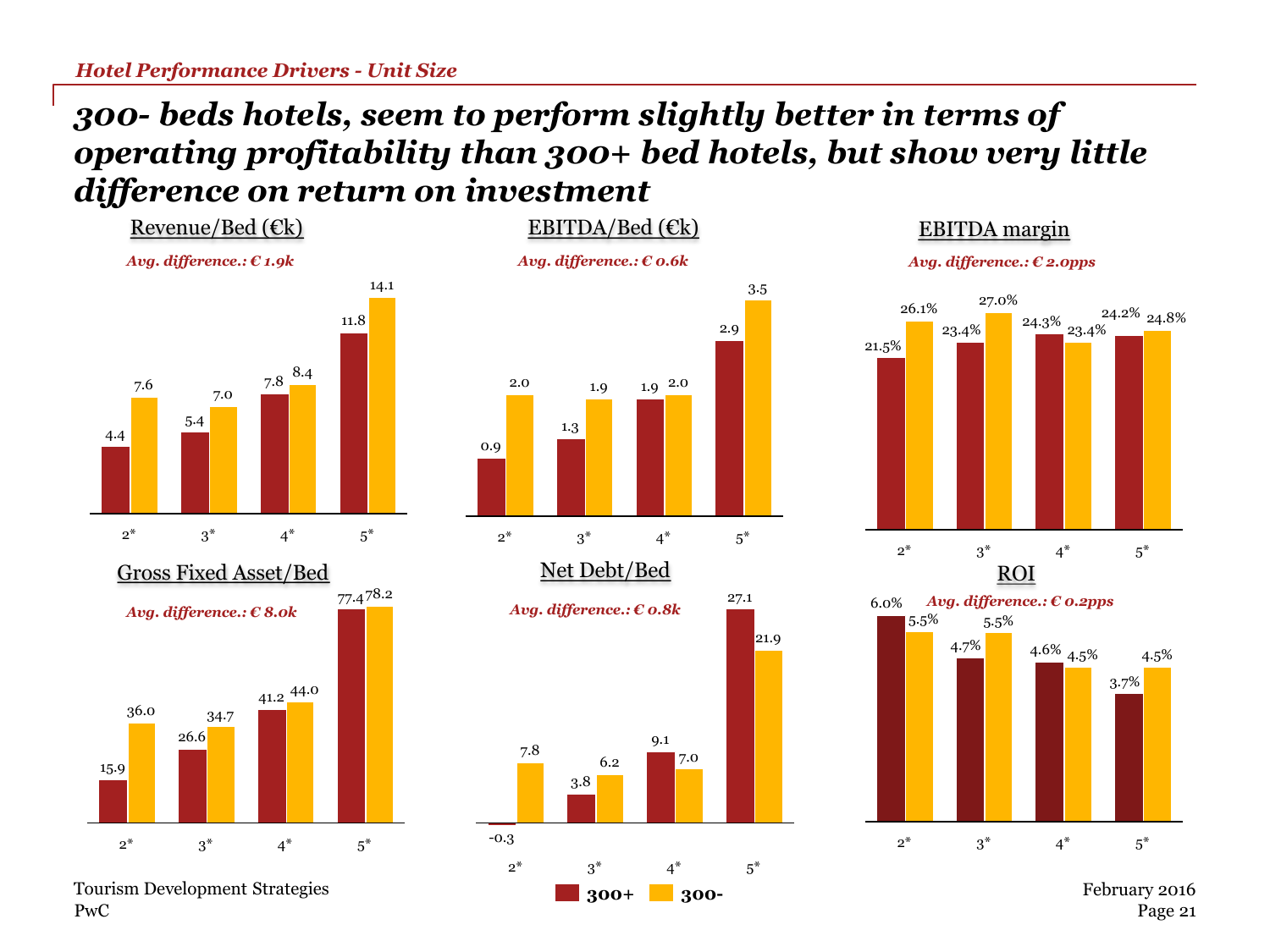# 300- beds hotels, seem to perform slightly better in terms of operating profitability than 300+ bed hotels, but show very little difference on return on investment

## Revenue/Bed (€k)

*Avg. difference.: € 1.9k*

| | 2* | 3* | 4* | 5* |
|---|---|---|---|---|
| 300+ | 4.4 | 5.4 | 7.8 | 11.8 |
| 300- | 7.6 | 7.0 | 8.4 | 14.1 |

## EBITDA/Bed (€k)

*Avg. difference.: € 0.6k*

| | 2* | 3* | 4* | 5* |
|---|---|---|---|---|
| 300+ | 0.9 | 1.3 | 1.9 | 2.9 |
| 300- | 2.0 | 1.9 | 2.0 | 3.5 |

## EBITDA margin

*Avg. difference.: € 2.0pps*

| | 2* | 3* | 4* | 5* |
|---|---|---|---|---|
| 300+ | 21.5% | 23.4% | 24.3% | 24.2% |
| 300- | 26.1% | 27.0% | 23.4% | 24.8% |

## Gross Fixed Asset/Bed

*Avg. difference.: € 8.0k*

| | 2* | 3* | 4* | 5* |
|---|---|---|---|---|
| 300+ | 15.9 | 26.6 | 41.2 | 77.4 |
| 300- | 36.0 | 34.7 | 44.0 | 78.2 |

## Net Debt/Bed

*Avg. difference.: € 0.8k*

| | 2* | 3* | 4* | 5* |
|---|---|---|---|---|
| 300+ | -0.3 | 3.8 | 9.1 | 27.1 |
| 300- | 7.8 | 6.2 | 7.0 | 21.9 |

## ROI

*Avg. difference.: € 0.2pps*

| | 2* | 3* | 4* | 5* |
|---|---|---|---|---|
| 300+ | 6.0% | 4.7% | 4.6% | 3.7% |
| 300- | 5.5% | 5.5% | 4.5% | 4.5% |

Legend: 300+ | 300-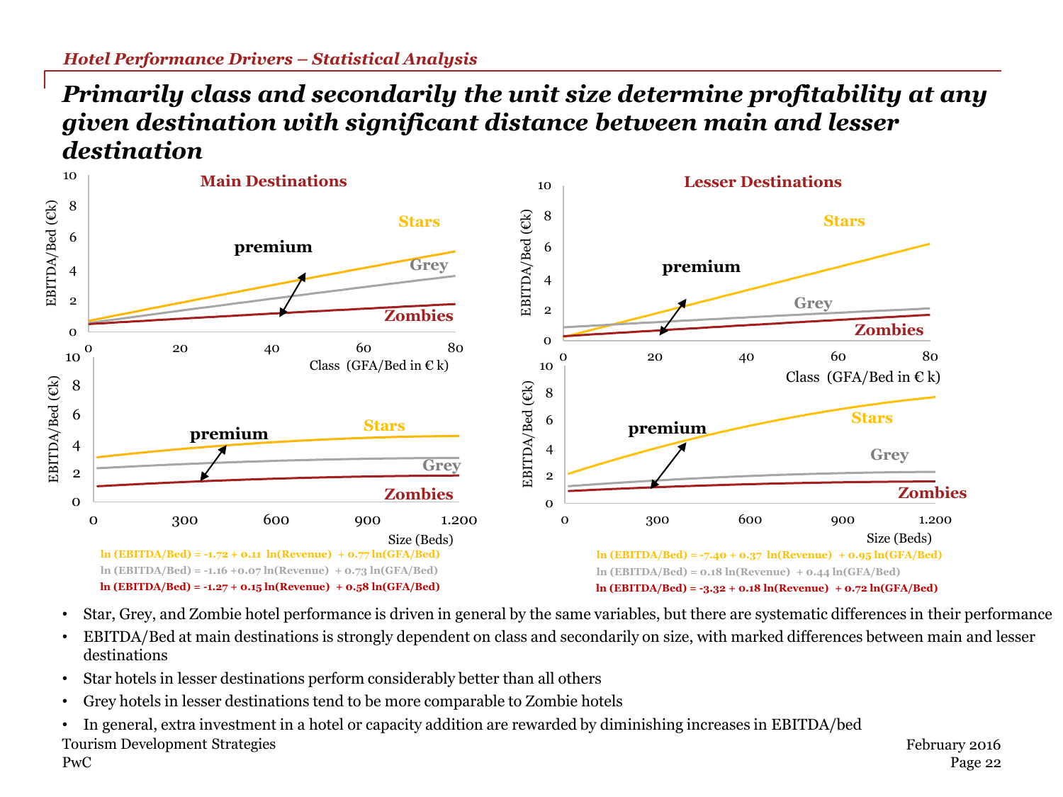*Hotel Performance Drivers – Statistical Analysis*

# *Primarily class and secondarily the unit size determine profitability at any given destination with significant distance between main and lesser destination*

**Main Destinations**

**Lesser Destinations**

$\ln(\text{EBITDA/Bed}) = -1.72 + 0.11\ \ln(\text{Revenue}) + 0.77\ \ln(\text{GFA/Bed})$

$\ln(\text{EBITDA/Bed}) = -1.16 + 0.07\ \ln(\text{Revenue}) + 0.73\ \ln(\text{GFA/Bed})$

$\ln(\text{EBITDA/Bed}) = -1.27 + 0.15\ \ln(\text{Revenue}) + 0.58\ \ln(\text{GFA/Bed})$

$\ln(\text{EBITDA/Bed}) = -7.40 + 0.37\ \ln(\text{Revenue}) + 0.95\ \ln(\text{GFA/Bed})$

$\ln(\text{EBITDA/Bed}) = 0.18\ \ln(\text{Revenue}) + 0.44\ \ln(\text{GFA/Bed})$

$\ln(\text{EBITDA/Bed}) = -3.32 + 0.18\ \ln(\text{Revenue}) + 0.72\ \ln(\text{GFA/Bed})$

- Star, Grey, and Zombie hotel performance is driven in general by the same variables, but there are systematic differences in their performance
- EBITDA/Bed at main destinations is strongly dependent on class and secondarily on size, with marked differences between main and lesser destinations
- Star hotels in lesser destinations perform considerably better than all others
- Grey hotels in lesser destinations tend to be more comparable to Zombie hotels
- In general, extra investment in a hotel or capacity addition are rewarded by diminishing increases in EBITDA/bed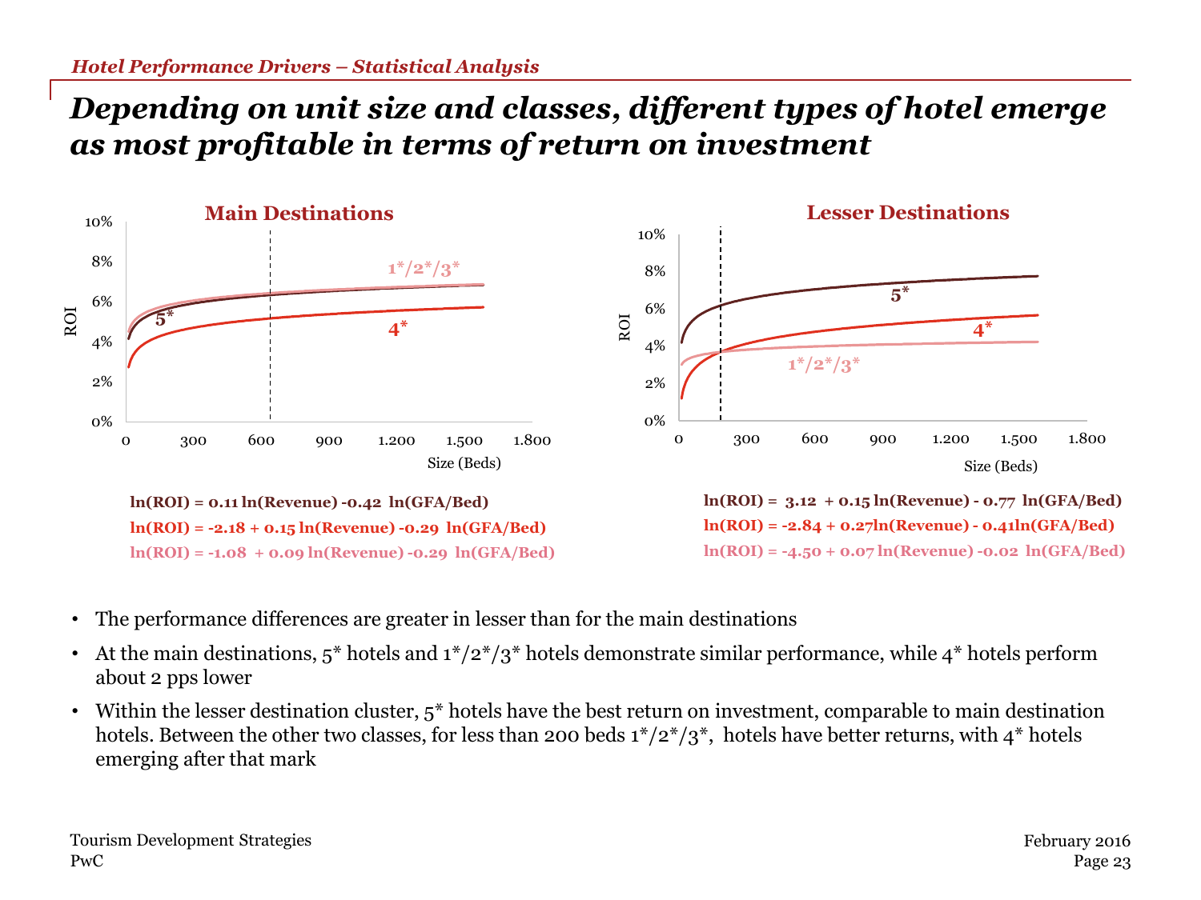*Hotel Performance Drivers – Statistical Analysis*

# *Depending on unit size and classes, different types of hotel emerge as most profitable in terms of return on investment*

**Main Destinations**

**ln(ROI) = 0.11 ln(Revenue) -0.42 ln(GFA/Bed)**

**ln(ROI) = -2.18 + 0.15 ln(Revenue) -0.29 ln(GFA/Bed)**

**ln(ROI) = -1.08 + 0.09 ln(Revenue) -0.29 ln(GFA/Bed)**

**Lesser Destinations**

**ln(ROI) = 3.12 + 0.15 ln(Revenue) - 0.77 ln(GFA/Bed)**

**ln(ROI) = -2.84 + 0.27ln(Revenue) - 0.41ln(GFA/Bed)**

**ln(ROI) = -4.50 + 0.07 ln(Revenue) -0.02 ln(GFA/Bed)**

- The performance differences are greater in lesser than for the main destinations
- At the main destinations, 5* hotels and 1*/2*/3* hotels demonstrate similar performance, while 4* hotels perform about 2 pps lower
- Within the lesser destination cluster, 5* hotels have the best return on investment, comparable to main destination hotels. Between the other two classes, for less than 200 beds 1*/2*/3*, hotels have better returns, with 4* hotels emerging after that mark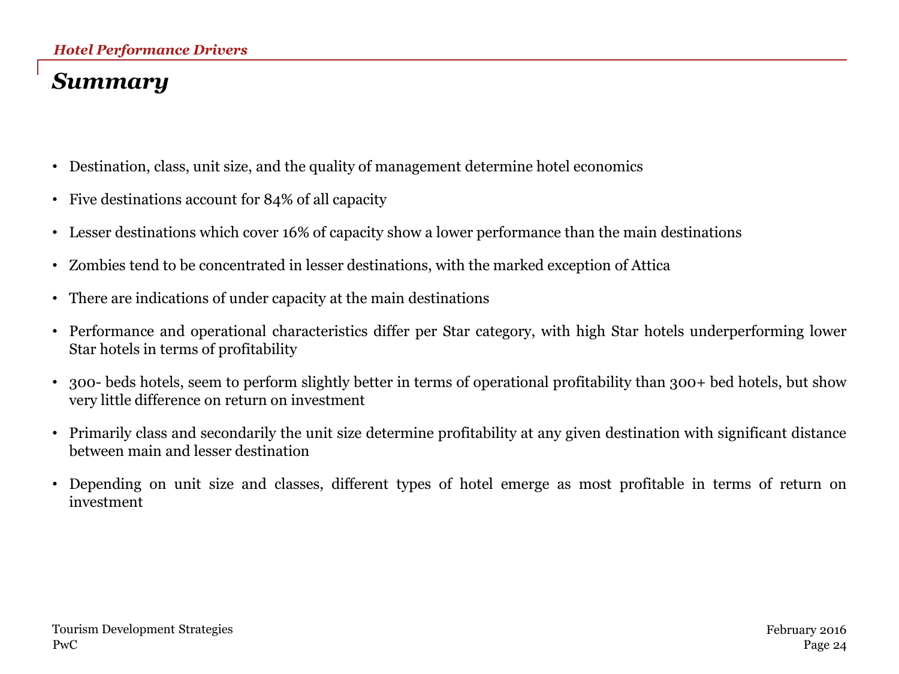## Summary

- Destination, class, unit size, and the quality of management determine hotel economics
- Five destinations account for 84% of all capacity
- Lesser destinations which cover 16% of capacity show a lower performance than the main destinations
- Zombies tend to be concentrated in lesser destinations, with the marked exception of Attica
- There are indications of under capacity at the main destinations
- Performance and operational characteristics differ per Star category, with high Star hotels underperforming lower Star hotels in terms of profitability
- 300- beds hotels, seem to perform slightly better in terms of operational profitability than 300+ bed hotels, but show very little difference on return on investment
- Primarily class and secondarily the unit size determine profitability at any given destination with significant distance between main and lesser destination
- Depending on unit size and classes, different types of hotel emerge as most profitable in terms of return on investment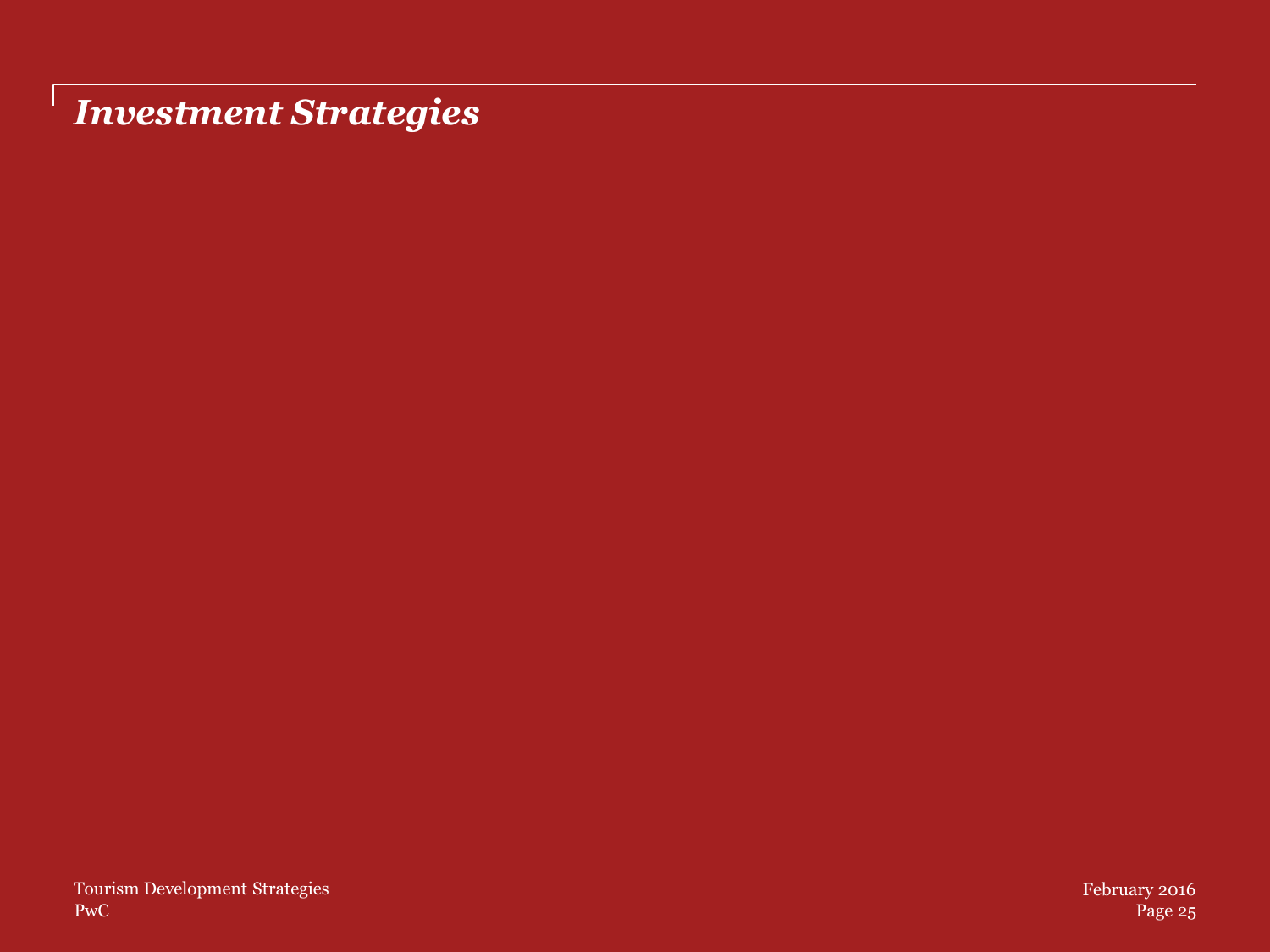# *Investment Strategies*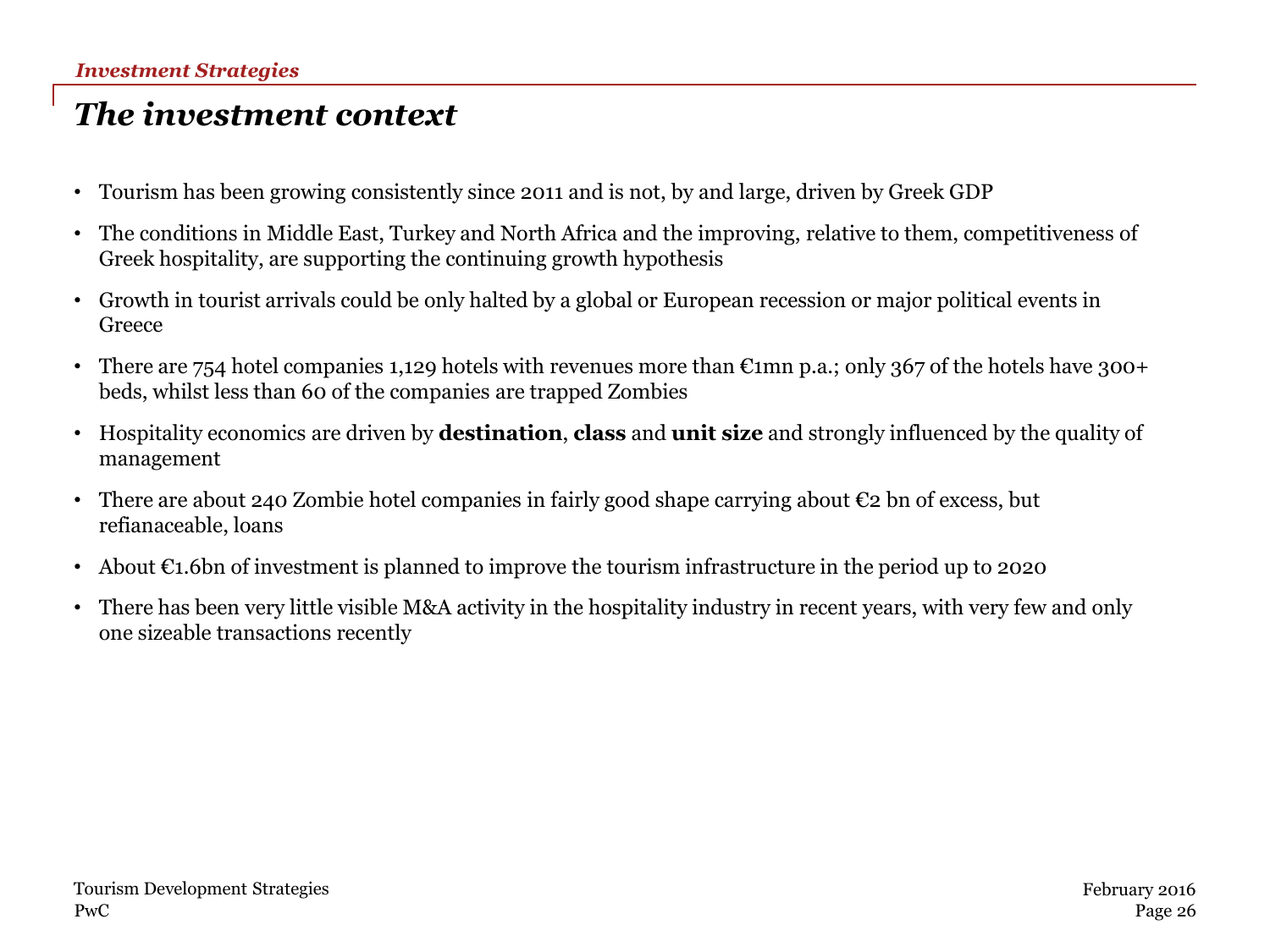*Investment Strategies*

# *The investment context*

- Tourism has been growing consistently since 2011 and is not, by and large, driven by Greek GDP
- The conditions in Middle East, Turkey and North Africa and the improving, relative to them, competitiveness of Greek hospitality, are supporting the continuing growth hypothesis
- Growth in tourist arrivals could be only halted by a global or European recession or major political events in Greece
- There are 754 hotel companies 1,129 hotels with revenues more than €1mn p.a.; only 367 of the hotels have 300+ beds, whilst less than 60 of the companies are trapped Zombies
- Hospitality economics are driven by **destination**, **class** and **unit size** and strongly influenced by the quality of management
- There are about 240 Zombie hotel companies in fairly good shape carrying about €2 bn of excess, but refianaceable, loans
- About €1.6bn of investment is planned to improve the tourism infrastructure in the period up to 2020
- There has been very little visible M&A activity in the hospitality industry in recent years, with very few and only one sizeable transactions recently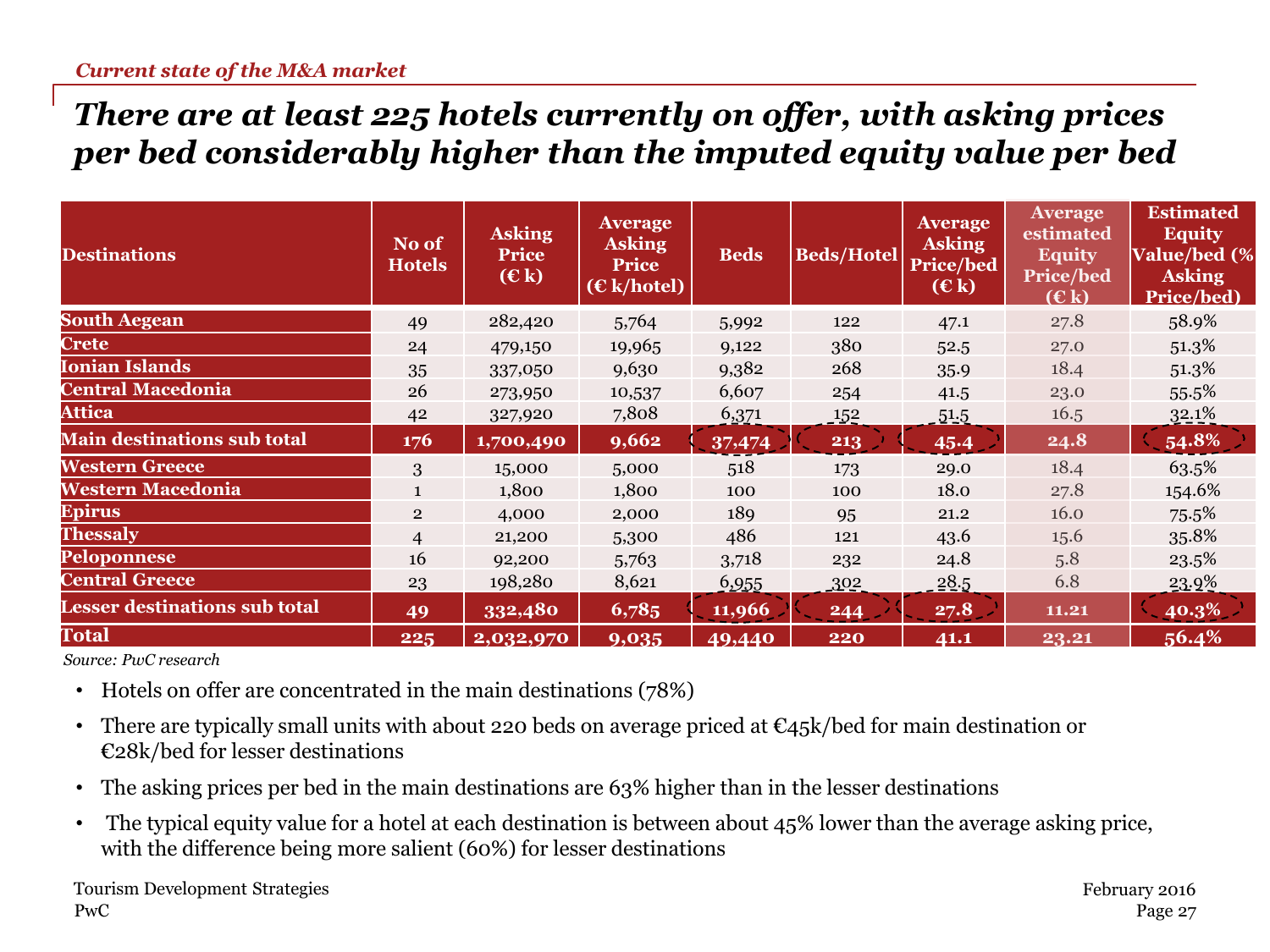*Current state of the M&A market*

# There are at least 225 hotels currently on offer, with asking prices per bed considerably higher than the imputed equity value per bed

| Destinations | No of Hotels | Asking Price (€ k) | Average Asking Price (€ k/hotel) | Beds | Beds/Hotel | Average Asking Price/bed (€ k) | Average estimated Equity Price/bed (€ k) | Estimated Equity Value/bed (% Asking Price/bed) |
|---|---|---|---|---|---|---|---|---|
| South Aegean | 49 | 282,420 | 5,764 | 5,992 | 122 | 47.1 | 27.8 | 58.9% |
| Crete | 24 | 479,150 | 19,965 | 9,122 | 380 | 52.5 | 27.0 | 51.3% |
| Ionian Islands | 35 | 337,050 | 9,630 | 9,382 | 268 | 35.9 | 18.4 | 51.3% |
| Central Macedonia | 26 | 273,950 | 10,537 | 6,607 | 254 | 41.5 | 23.0 | 55.5% |
| Attica | 42 | 327,920 | 7,808 | 6,371 | 152 | 51.5 | 16.5 | 32.1% |
| **Main destinations sub total** | **176** | **1,700,490** | **9,662** | **37,474** | **213** | **45.4** | **24.8** | **54.8%** |
| Western Greece | 3 | 15,000 | 5,000 | 518 | 173 | 29.0 | 18.4 | 63.5% |
| Western Macedonia | 1 | 1,800 | 1,800 | 100 | 100 | 18.0 | 27.8 | 154.6% |
| Epirus | 2 | 4,000 | 2,000 | 189 | 95 | 21.2 | 16.0 | 75.5% |
| Thessaly | 4 | 21,200 | 5,300 | 486 | 121 | 43.6 | 15.6 | 35.8% |
| Peloponnese | 16 | 92,200 | 5,763 | 3,718 | 232 | 24.8 | 5.8 | 23.5% |
| Central Greece | 23 | 198,280 | 8,621 | 6,955 | 302 | 28.5 | 6.8 | 23.9% |
| **Lesser destinations sub total** | **49** | **332,480** | **6,785** | **11,966** | **244** | **27.8** | **11.21** | **40.3%** |
| **Total** | **225** | **2,032,970** | **9,035** | **49,440** | **220** | **41.1** | **23.21** | **56.4%** |

*Source: PwC research*

- Hotels on offer are concentrated in the main destinations (78%)
- There are typically small units with about 220 beds on average priced at €45k/bed for main destination or €28k/bed for lesser destinations
- The asking prices per bed in the main destinations are 63% higher than in the lesser destinations
- The typical equity value for a hotel at each destination is between about 45% lower than the average asking price, with the difference being more salient (60%) for lesser destinations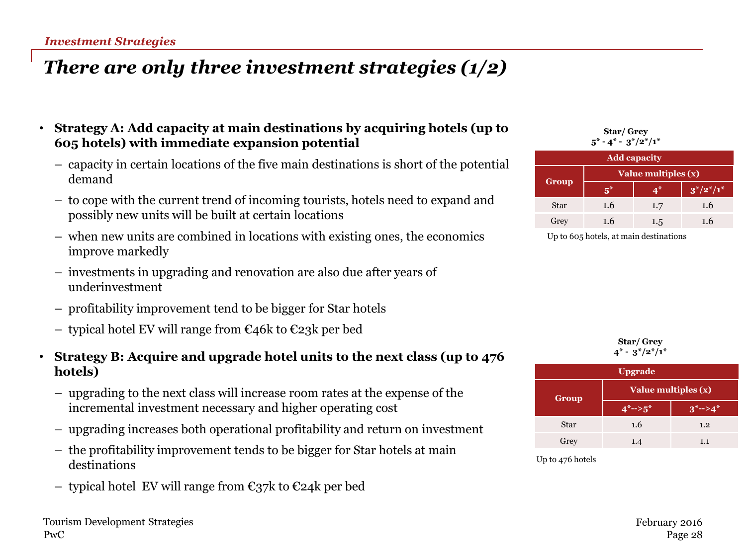*Investment Strategies*

# *There are only three investment strategies (1/2)*

- **Strategy A: Add capacity at main destinations by acquiring hotels (up to 605 hotels) with immediate expansion potential**
  - capacity in certain locations of the five main destinations is short of the potential demand
  - to cope with the current trend of incoming tourists, hotels need to expand and possibly new units will be built at certain locations
  - when new units are combined in locations with existing ones, the economics improve markedly
  - investments in upgrading and renovation are also due after years of underinvestment
  - profitability improvement tend to be bigger for Star hotels
  - typical hotel EV will range from €46k to €23k per bed

**Star/ Grey**
**5* - 4* - 3*/2*/1***

| Add capacity | | | |
|---|---|---|---|
| Group | Value multiples (x) | | |
| | 5* | 4* | 3*/2*/1* |
| Star | 1.6 | 1.7 | 1.6 |
| Grey | 1.6 | 1.5 | 1.6 |

Up to 605 hotels, at main destinations

- **Strategy B: Acquire and upgrade hotel units to the next class (up to 476 hotels)**
  - upgrading to the next class will increase room rates at the expense of the incremental investment necessary and higher operating cost
  - upgrading increases both operational profitability and return on investment
  - the profitability improvement tends to be bigger for Star hotels at main destinations
  - typical hotel EV will range from €37k to €24k per bed

**Star/ Grey**
**4* - 3*/2*/1***

| Upgrade | | |
|---|---|---|
| Group | Value multiples (x) | |
| | 4*-->5* | 3*-->4* |
| Star | 1.6 | 1.2 |
| Grey | 1.4 | 1.1 |

Up to 476 hotels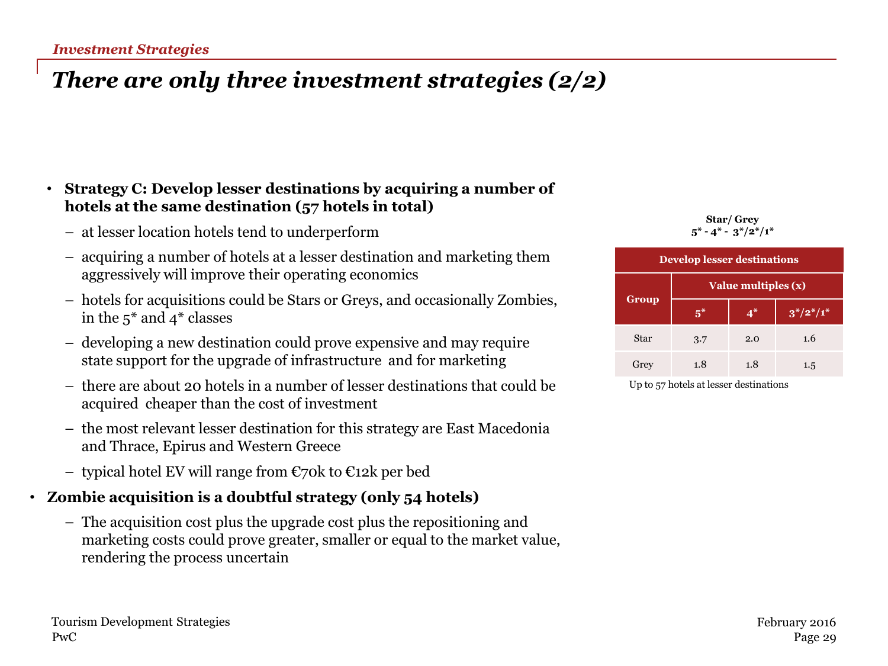*Investment Strategies*

# *There are only three investment strategies (2/2)*

- **Strategy C: Develop lesser destinations by acquiring a number of hotels at the same destination (57 hotels in total)**
  - at lesser location hotels tend to underperform
  - acquiring a number of hotels at a lesser destination and marketing them aggressively will improve their operating economics
  - hotels for acquisitions could be Stars or Greys, and occasionally Zombies, in the 5* and 4* classes
  - developing a new destination could prove expensive and may require state support for the upgrade of infrastructure and for marketing
  - there are about 20 hotels in a number of lesser destinations that could be acquired cheaper than the cost of investment
  - the most relevant lesser destination for this strategy are East Macedonia and Thrace, Epirus and Western Greece
  - typical hotel EV will range from €70k to €12k per bed
- **Zombie acquisition is a doubtful strategy (only 54 hotels)**
  - The acquisition cost plus the upgrade cost plus the repositioning and marketing costs could prove greater, smaller or equal to the market value, rendering the process uncertain

**Star/ Grey**
**5* - 4* - 3*/2*/1***

| Develop lesser destinations | | | |
|---|---|---|---|
| Group | Value multiples (x) | | |
| | 5* | 4* | 3*/2*/1* |
| Star | 3.7 | 2.0 | 1.6 |
| Grey | 1.8 | 1.8 | 1.5 |

Up to 57 hotels at lesser destinations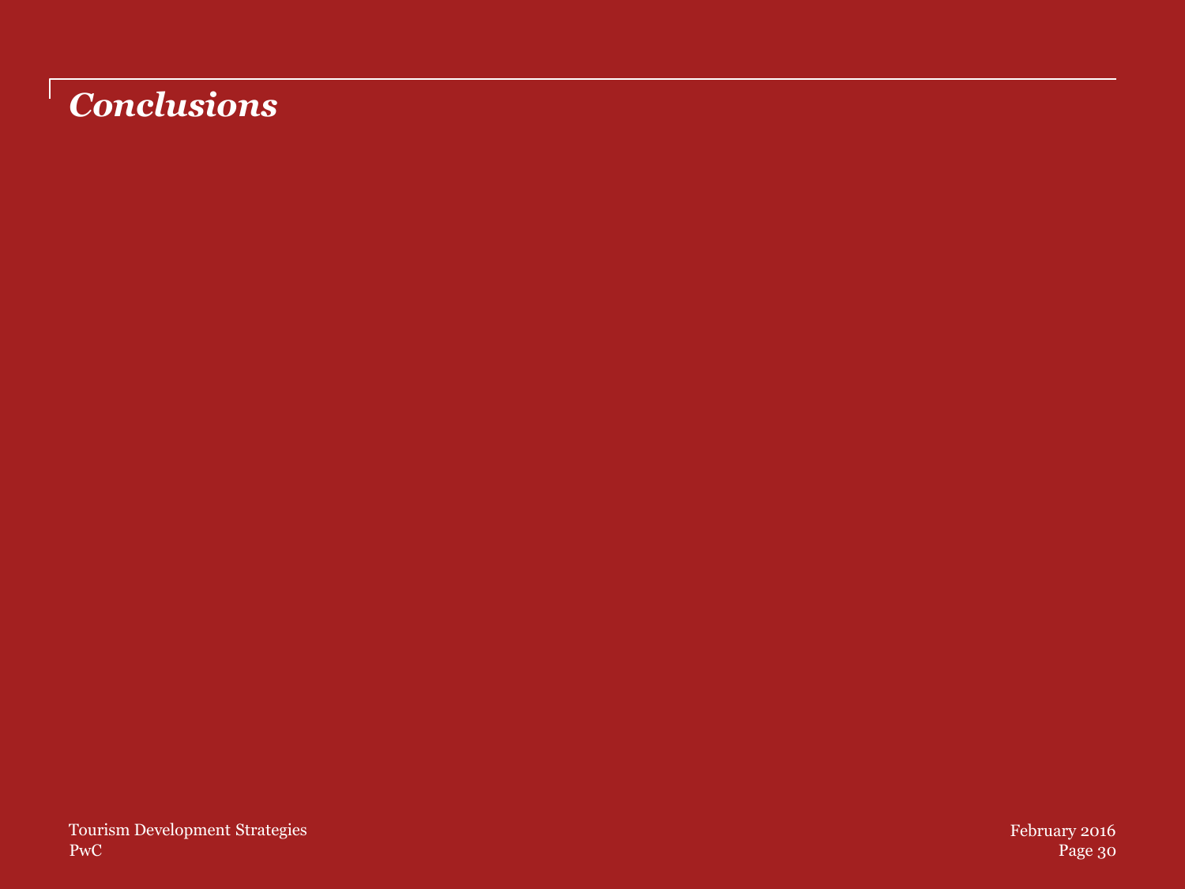# *Conclusions*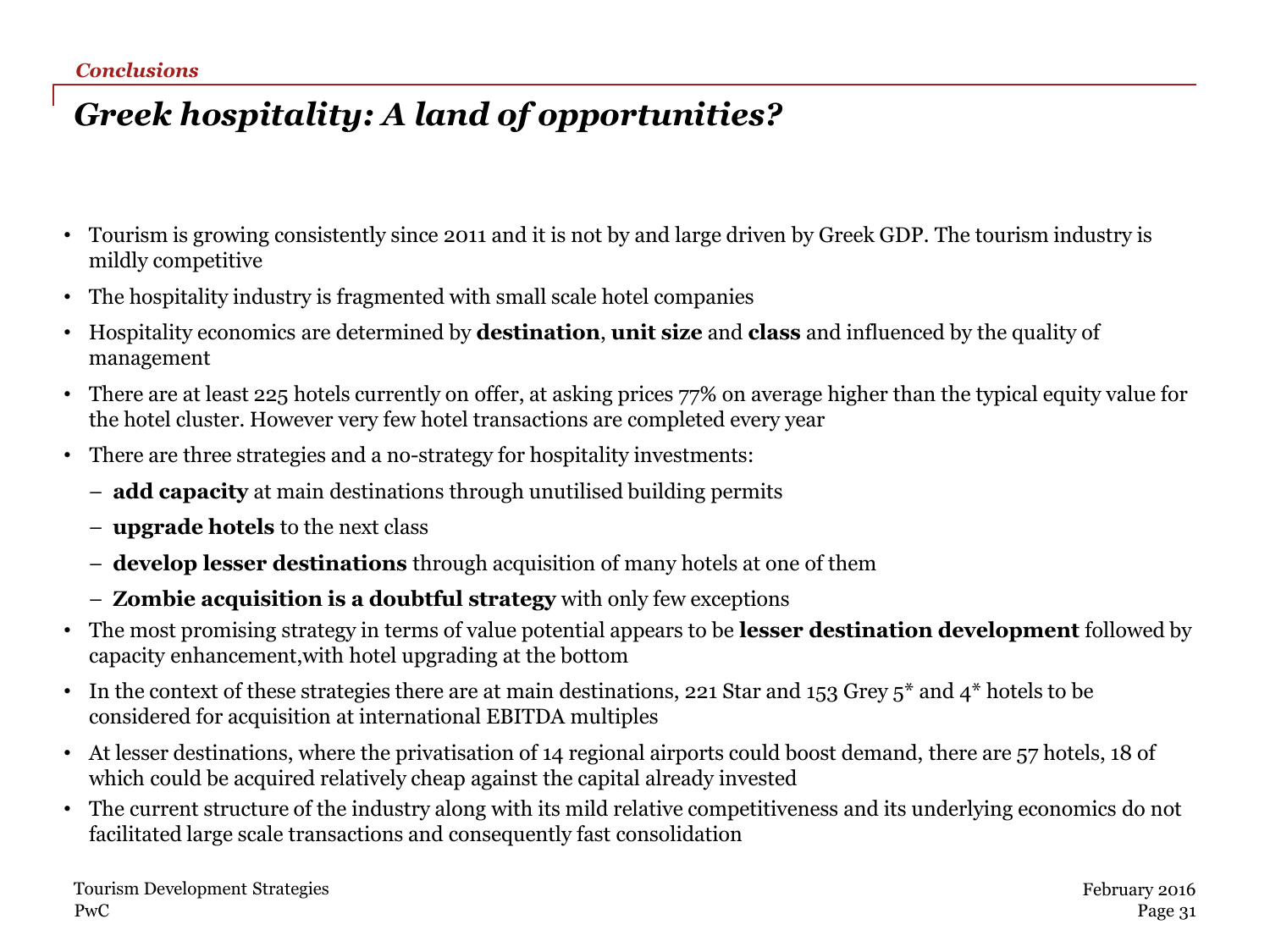*Conclusions*

# *Greek hospitality: A land of opportunities?*

- Tourism is growing consistently since 2011 and it is not by and large driven by Greek GDP. The tourism industry is mildly competitive
- The hospitality industry is fragmented with small scale hotel companies
- Hospitality economics are determined by **destination**, **unit size** and **class** and influenced by the quality of management
- There are at least 225 hotels currently on offer, at asking prices 77% on average higher than the typical equity value for the hotel cluster. However very few hotel transactions are completed every year
- There are three strategies and a no-strategy for hospitality investments:
  - **add capacity** at main destinations through unutilised building permits
  - **upgrade hotels** to the next class
  - **develop lesser destinations** through acquisition of many hotels at one of them
  - **Zombie acquisition is a doubtful strategy** with only few exceptions
- The most promising strategy in terms of value potential appears to be **lesser destination development** followed by capacity enhancement,with hotel upgrading at the bottom
- In the context of these strategies there are at main destinations, 221 Star and 153 Grey 5* and 4* hotels to be considered for acquisition at international EBITDA multiples
- At lesser destinations, where the privatisation of 14 regional airports could boost demand, there are 57 hotels, 18 of which could be acquired relatively cheap against the capital already invested
- The current structure of the industry along with its mild relative competitiveness and its underlying economics do not facilitated large scale transactions and consequently fast consolidation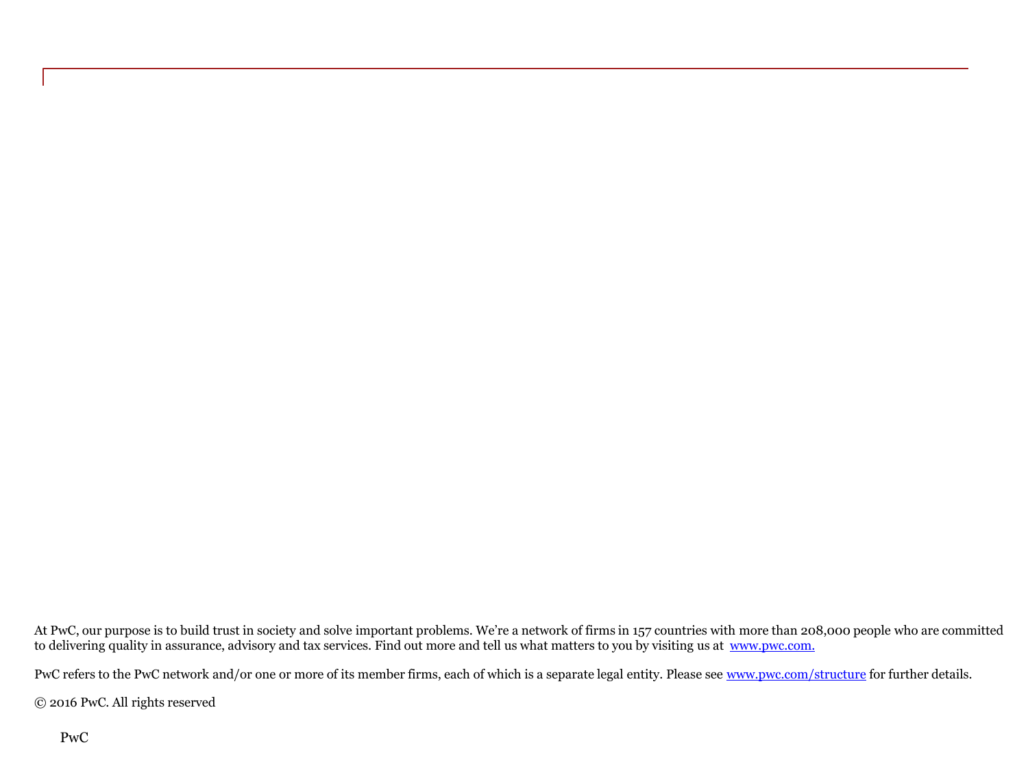At PwC, our purpose is to build trust in society and solve important problems. We're a network of firms in 157 countries with more than 208,000 people who are committed to delivering quality in assurance, advisory and tax services. Find out more and tell us what matters to you by visiting us at www.pwc.com.

PwC refers to the PwC network and/or one or more of its member firms, each of which is a separate legal entity. Please see www.pwc.com/structure for further details.

© 2016 PwC. All rights reserved